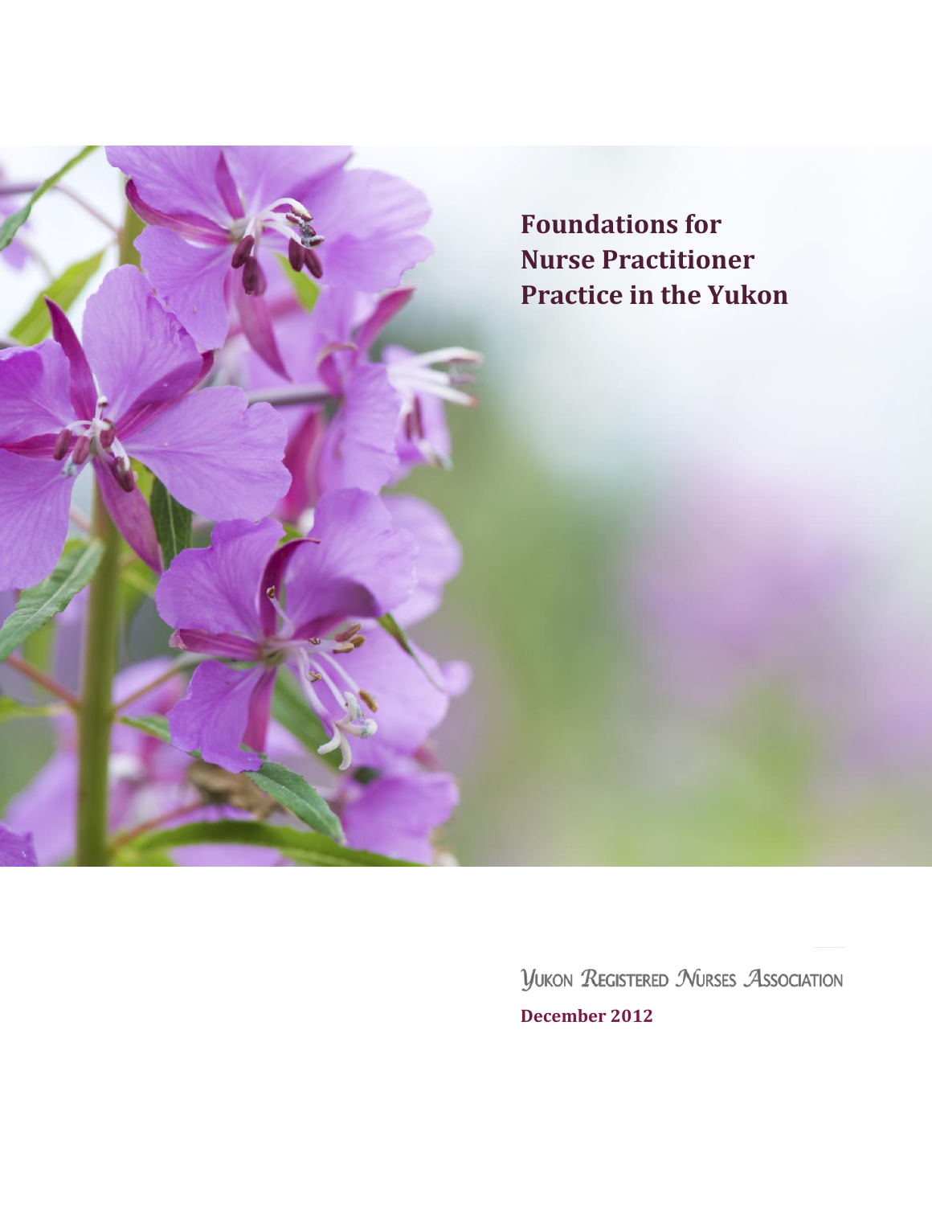# Foundations for Nurse Practitioner Practice in the Yukon

Yukon Registered Nurses Association

**December 2012**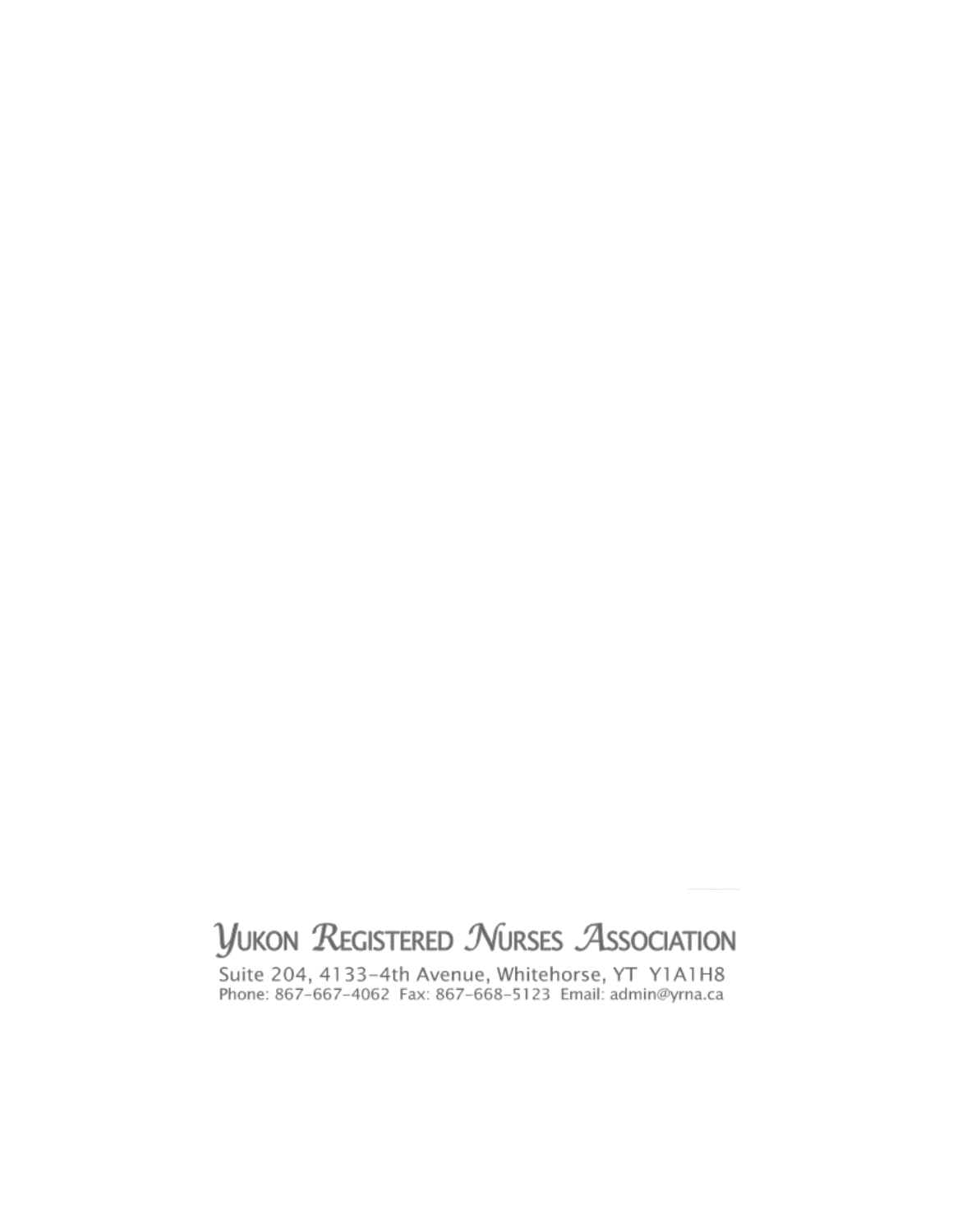YUKON REGISTERED NURSES ASSOCIATION

Suite 204, 4133-4th Avenue, Whitehorse, YT Y1A1H8

Phone: 867-667-4062 Fax: 867-668-5123 Email: admin@yrna.ca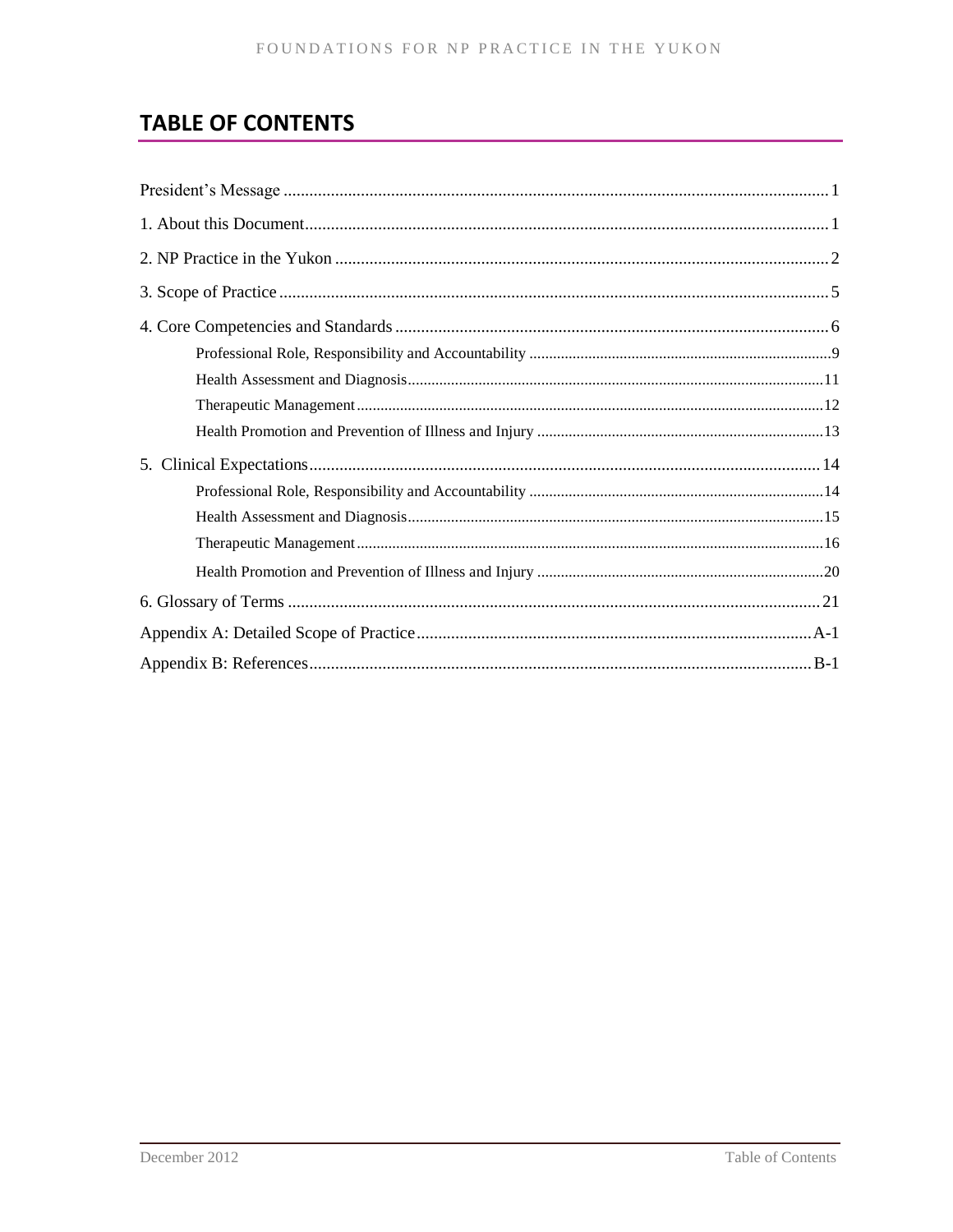## TABLE OF CONTENTS

President's Message ........ 1

1. About this Document ........ 1

2. NP Practice in the Yukon ........ 2

3. Scope of Practice ........ 5

4. Core Competencies and Standards ........ 6
   - Professional Role, Responsibility and Accountability ........ 9
   - Health Assessment and Diagnosis ........ 11
   - Therapeutic Management ........ 12
   - Health Promotion and Prevention of Illness and Injury ........ 13

5. Clinical Expectations ........ 14
   - Professional Role, Responsibility and Accountability ........ 14
   - Health Assessment and Diagnosis ........ 15
   - Therapeutic Management ........ 16
   - Health Promotion and Prevention of Illness and Injury ........ 20

6. Glossary of Terms ........ 21

Appendix A: Detailed Scope of Practice ........ A-1

Appendix B: References ........ B-1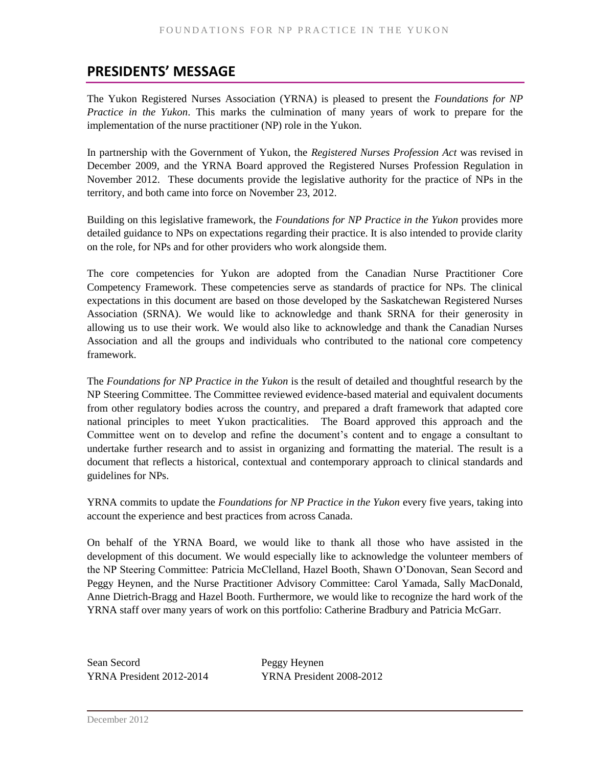## PRESIDENTS' MESSAGE

The Yukon Registered Nurses Association (YRNA) is pleased to present the *Foundations for NP Practice in the Yukon*. This marks the culmination of many years of work to prepare for the implementation of the nurse practitioner (NP) role in the Yukon.

In partnership with the Government of Yukon, the *Registered Nurses Profession Act* was revised in December 2009, and the YRNA Board approved the Registered Nurses Profession Regulation in November 2012. These documents provide the legislative authority for the practice of NPs in the territory, and both came into force on November 23, 2012.

Building on this legislative framework, the *Foundations for NP Practice in the Yukon* provides more detailed guidance to NPs on expectations regarding their practice. It is also intended to provide clarity on the role, for NPs and for other providers who work alongside them.

The core competencies for Yukon are adopted from the Canadian Nurse Practitioner Core Competency Framework. These competencies serve as standards of practice for NPs. The clinical expectations in this document are based on those developed by the Saskatchewan Registered Nurses Association (SRNA). We would like to acknowledge and thank SRNA for their generosity in allowing us to use their work. We would also like to acknowledge and thank the Canadian Nurses Association and all the groups and individuals who contributed to the national core competency framework.

The *Foundations for NP Practice in the Yukon* is the result of detailed and thoughtful research by the NP Steering Committee. The Committee reviewed evidence-based material and equivalent documents from other regulatory bodies across the country, and prepared a draft framework that adapted core national principles to meet Yukon practicalities. The Board approved this approach and the Committee went on to develop and refine the document's content and to engage a consultant to undertake further research and to assist in organizing and formatting the material. The result is a document that reflects a historical, contextual and contemporary approach to clinical standards and guidelines for NPs.

YRNA commits to update the *Foundations for NP Practice in the Yukon* every five years, taking into account the experience and best practices from across Canada.

On behalf of the YRNA Board, we would like to thank all those who have assisted in the development of this document. We would especially like to acknowledge the volunteer members of the NP Steering Committee: Patricia McClelland, Hazel Booth, Shawn O'Donovan, Sean Secord and Peggy Heynen, and the Nurse Practitioner Advisory Committee: Carol Yamada, Sally MacDonald, Anne Dietrich-Bragg and Hazel Booth. Furthermore, we would like to recognize the hard work of the YRNA staff over many years of work on this portfolio: Catherine Bradbury and Patricia McGarr.

Sean Secord
YRNA President 2012-2014

Peggy Heynen
YRNA President 2008-2012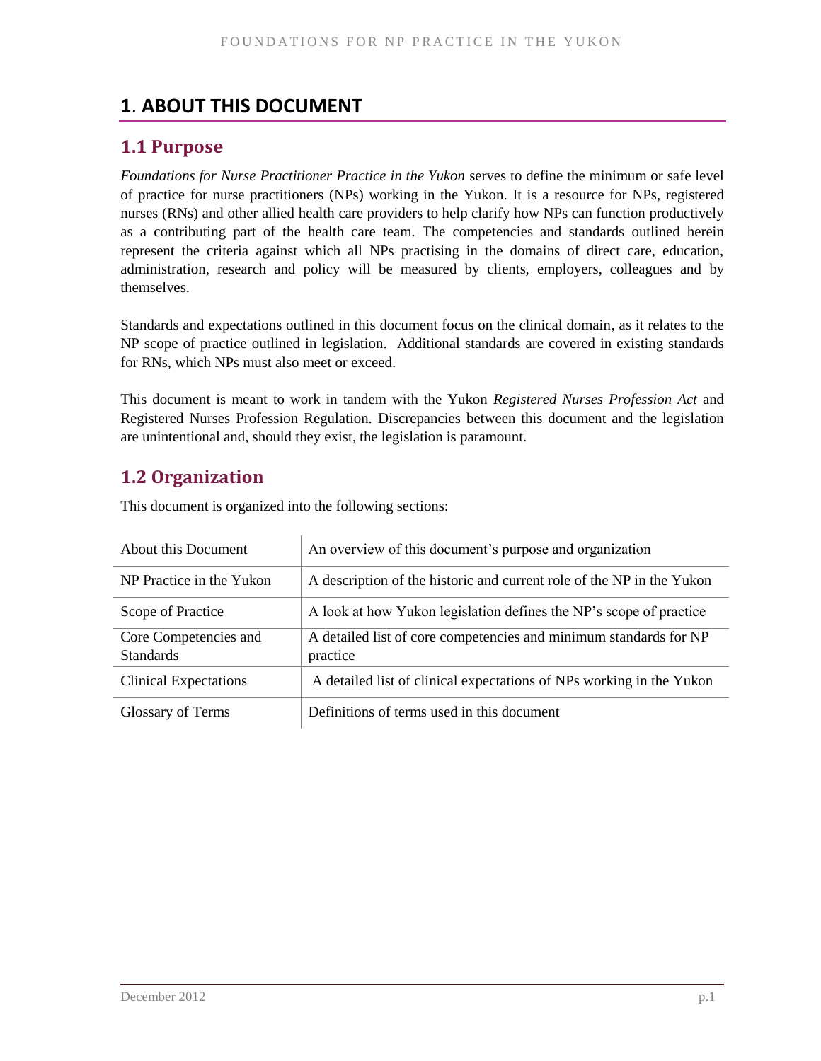# 1. ABOUT THIS DOCUMENT

## 1.1 Purpose

*Foundations for Nurse Practitioner Practice in the Yukon* serves to define the minimum or safe level of practice for nurse practitioners (NPs) working in the Yukon. It is a resource for NPs, registered nurses (RNs) and other allied health care providers to help clarify how NPs can function productively as a contributing part of the health care team. The competencies and standards outlined herein represent the criteria against which all NPs practising in the domains of direct care, education, administration, research and policy will be measured by clients, employers, colleagues and by themselves.

Standards and expectations outlined in this document focus on the clinical domain, as it relates to the NP scope of practice outlined in legislation. Additional standards are covered in existing standards for RNs, which NPs must also meet or exceed.

This document is meant to work in tandem with the Yukon *Registered Nurses Profession Act* and Registered Nurses Profession Regulation. Discrepancies between this document and the legislation are unintentional and, should they exist, the legislation is paramount.

## 1.2 Organization

This document is organized into the following sections:

| Section | Description |
|---|---|
| About this Document | An overview of this document's purpose and organization |
| NP Practice in the Yukon | A description of the historic and current role of the NP in the Yukon |
| Scope of Practice | A look at how Yukon legislation defines the NP's scope of practice |
| Core Competencies and Standards | A detailed list of core competencies and minimum standards for NP practice |
| Clinical Expectations | A detailed list of clinical expectations of NPs working in the Yukon |
| Glossary of Terms | Definitions of terms used in this document |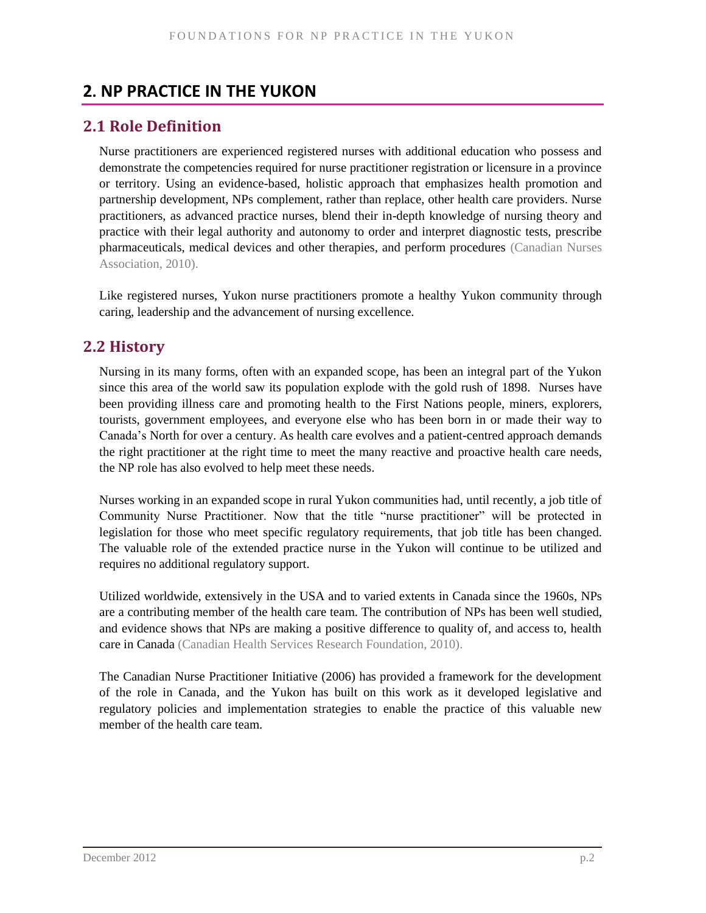## 2. NP PRACTICE IN THE YUKON

### 2.1 Role Definition

Nurse practitioners are experienced registered nurses with additional education who possess and demonstrate the competencies required for nurse practitioner registration or licensure in a province or territory. Using an evidence-based, holistic approach that emphasizes health promotion and partnership development, NPs complement, rather than replace, other health care providers. Nurse practitioners, as advanced practice nurses, blend their in-depth knowledge of nursing theory and practice with their legal authority and autonomy to order and interpret diagnostic tests, prescribe pharmaceuticals, medical devices and other therapies, and perform procedures (Canadian Nurses Association, 2010).

Like registered nurses, Yukon nurse practitioners promote a healthy Yukon community through caring, leadership and the advancement of nursing excellence.

### 2.2 History

Nursing in its many forms, often with an expanded scope, has been an integral part of the Yukon since this area of the world saw its population explode with the gold rush of 1898. Nurses have been providing illness care and promoting health to the First Nations people, miners, explorers, tourists, government employees, and everyone else who has been born in or made their way to Canada's North for over a century. As health care evolves and a patient-centred approach demands the right practitioner at the right time to meet the many reactive and proactive health care needs, the NP role has also evolved to help meet these needs.

Nurses working in an expanded scope in rural Yukon communities had, until recently, a job title of Community Nurse Practitioner. Now that the title "nurse practitioner" will be protected in legislation for those who meet specific regulatory requirements, that job title has been changed. The valuable role of the extended practice nurse in the Yukon will continue to be utilized and requires no additional regulatory support.

Utilized worldwide, extensively in the USA and to varied extents in Canada since the 1960s, NPs are a contributing member of the health care team. The contribution of NPs has been well studied, and evidence shows that NPs are making a positive difference to quality of, and access to, health care in Canada (Canadian Health Services Research Foundation, 2010).

The Canadian Nurse Practitioner Initiative (2006) has provided a framework for the development of the role in Canada, and the Yukon has built on this work as it developed legislative and regulatory policies and implementation strategies to enable the practice of this valuable new member of the health care team.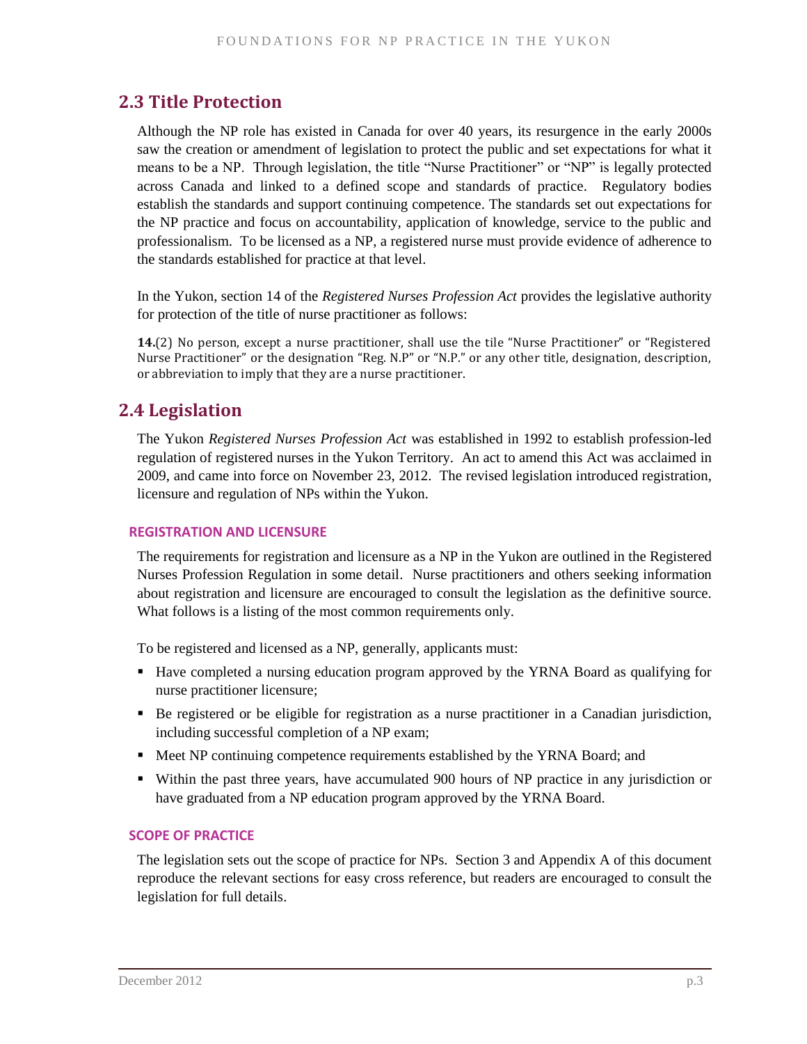## 2.3 Title Protection

Although the NP role has existed in Canada for over 40 years, its resurgence in the early 2000s saw the creation or amendment of legislation to protect the public and set expectations for what it means to be a NP. Through legislation, the title "Nurse Practitioner" or "NP" is legally protected across Canada and linked to a defined scope and standards of practice. Regulatory bodies establish the standards and support continuing competence. The standards set out expectations for the NP practice and focus on accountability, application of knowledge, service to the public and professionalism. To be licensed as a NP, a registered nurse must provide evidence of adherence to the standards established for practice at that level.

In the Yukon, section 14 of the *Registered Nurses Profession Act* provides the legislative authority for protection of the title of nurse practitioner as follows:

**14.**(2) No person, except a nurse practitioner, shall use the tile "Nurse Practitioner" or "Registered Nurse Practitioner" or the designation "Reg. N.P" or "N.P." or any other title, designation, description, or abbreviation to imply that they are a nurse practitioner.

## 2.4 Legislation

The Yukon *Registered Nurses Profession Act* was established in 1992 to establish profession-led regulation of registered nurses in the Yukon Territory. An act to amend this Act was acclaimed in 2009, and came into force on November 23, 2012. The revised legislation introduced registration, licensure and regulation of NPs within the Yukon.

### REGISTRATION AND LICENSURE

The requirements for registration and licensure as a NP in the Yukon are outlined in the Registered Nurses Profession Regulation in some detail. Nurse practitioners and others seeking information about registration and licensure are encouraged to consult the legislation as the definitive source. What follows is a listing of the most common requirements only.

To be registered and licensed as a NP, generally, applicants must:

- Have completed a nursing education program approved by the YRNA Board as qualifying for nurse practitioner licensure;
- Be registered or be eligible for registration as a nurse practitioner in a Canadian jurisdiction, including successful completion of a NP exam;
- Meet NP continuing competence requirements established by the YRNA Board; and
- Within the past three years, have accumulated 900 hours of NP practice in any jurisdiction or have graduated from a NP education program approved by the YRNA Board.

### SCOPE OF PRACTICE

The legislation sets out the scope of practice for NPs. Section 3 and Appendix A of this document reproduce the relevant sections for easy cross reference, but readers are encouraged to consult the legislation for full details.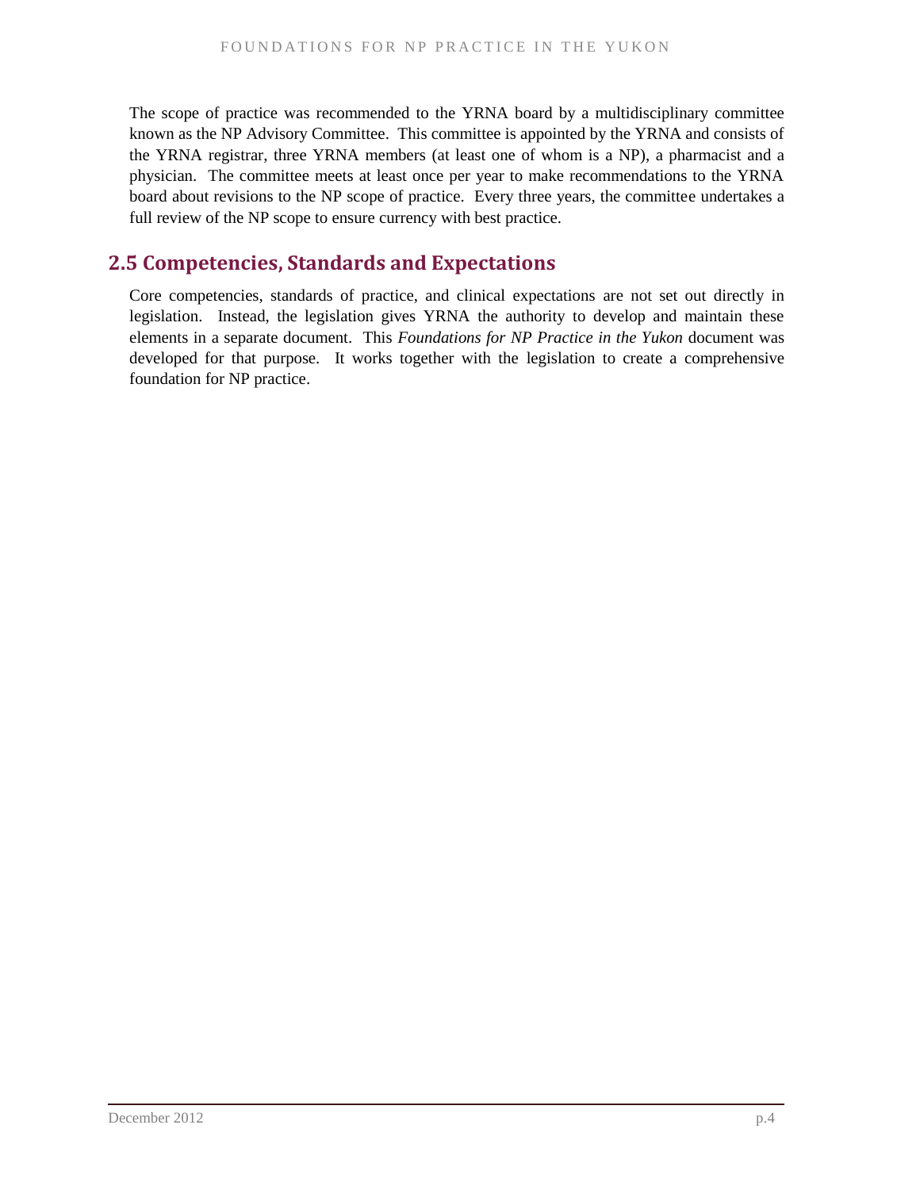The scope of practice was recommended to the YRNA board by a multidisciplinary committee known as the NP Advisory Committee. This committee is appointed by the YRNA and consists of the YRNA registrar, three YRNA members (at least one of whom is a NP), a pharmacist and a physician. The committee meets at least once per year to make recommendations to the YRNA board about revisions to the NP scope of practice. Every three years, the committee undertakes a full review of the NP scope to ensure currency with best practice.

## 2.5 Competencies, Standards and Expectations

Core competencies, standards of practice, and clinical expectations are not set out directly in legislation. Instead, the legislation gives YRNA the authority to develop and maintain these elements in a separate document. This *Foundations for NP Practice in the Yukon* document was developed for that purpose. It works together with the legislation to create a comprehensive foundation for NP practice.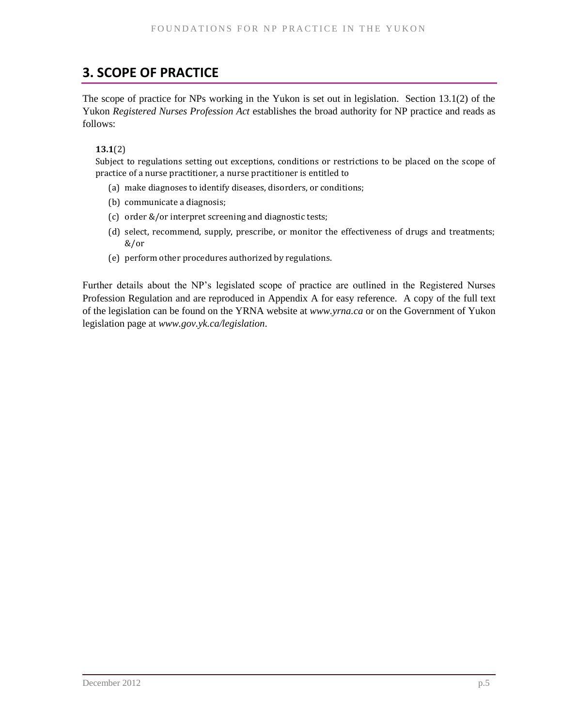## 3. SCOPE OF PRACTICE

The scope of practice for NPs working in the Yukon is set out in legislation. Section 13.1(2) of the Yukon *Registered Nurses Profession Act* establishes the broad authority for NP practice and reads as follows:

> **13.1**(2)
> Subject to regulations setting out exceptions, conditions or restrictions to be placed on the scope of practice of a nurse practitioner, a nurse practitioner is entitled to
>
> (a) make diagnoses to identify diseases, disorders, or conditions;
>
> (b) communicate a diagnosis;
>
> (c) order &/or interpret screening and diagnostic tests;
>
> (d) select, recommend, supply, prescribe, or monitor the effectiveness of drugs and treatments; &/or
>
> (e) perform other procedures authorized by regulations.

Further details about the NP's legislated scope of practice are outlined in the Registered Nurses Profession Regulation and are reproduced in Appendix A for easy reference. A copy of the full text of the legislation can be found on the YRNA website at *www.yrna.ca* or on the Government of Yukon legislation page at *www.gov.yk.ca/legislation*.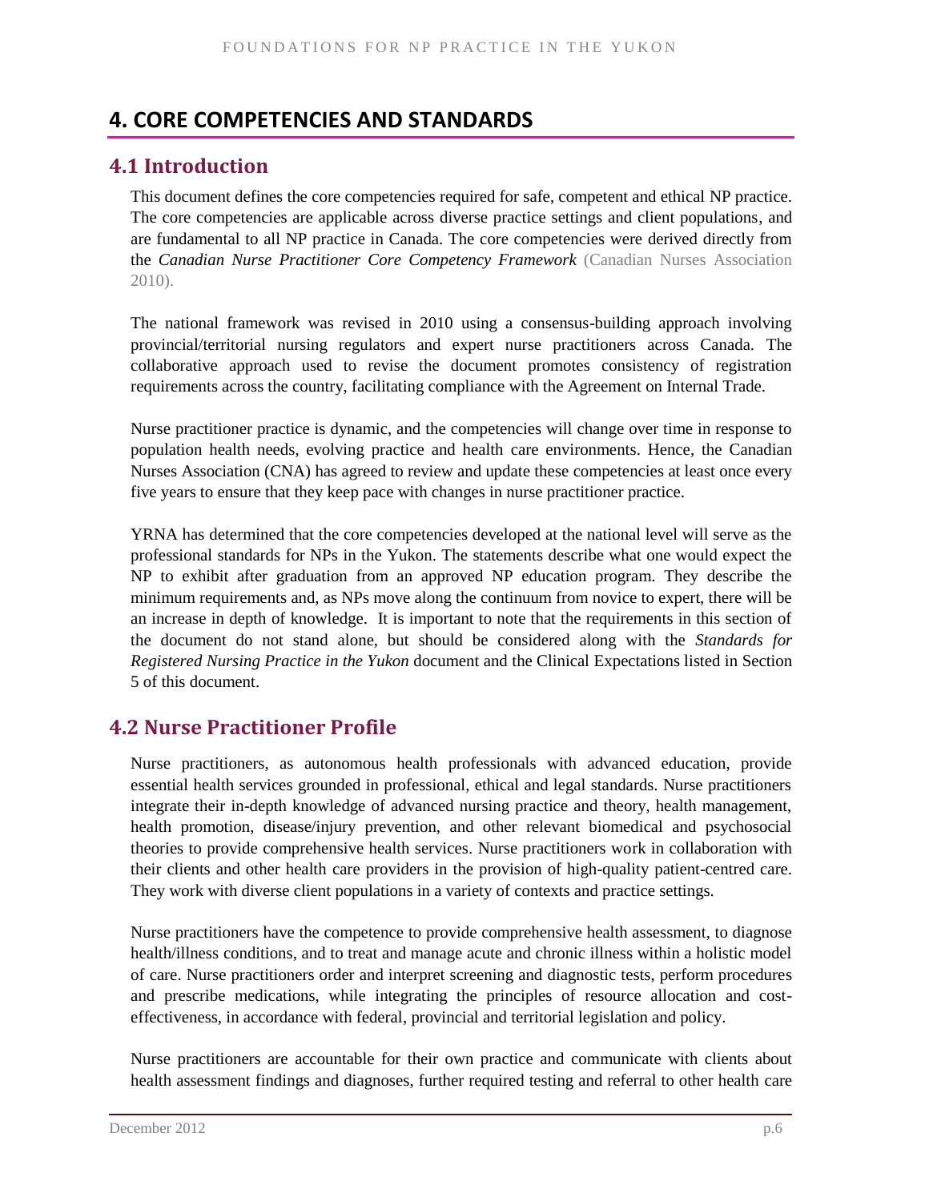# 4. CORE COMPETENCIES AND STANDARDS

## 4.1 Introduction

This document defines the core competencies required for safe, competent and ethical NP practice. The core competencies are applicable across diverse practice settings and client populations, and are fundamental to all NP practice in Canada. The core competencies were derived directly from the *Canadian Nurse Practitioner Core Competency Framework* (Canadian Nurses Association 2010).

The national framework was revised in 2010 using a consensus-building approach involving provincial/territorial nursing regulators and expert nurse practitioners across Canada. The collaborative approach used to revise the document promotes consistency of registration requirements across the country, facilitating compliance with the Agreement on Internal Trade.

Nurse practitioner practice is dynamic, and the competencies will change over time in response to population health needs, evolving practice and health care environments. Hence, the Canadian Nurses Association (CNA) has agreed to review and update these competencies at least once every five years to ensure that they keep pace with changes in nurse practitioner practice.

YRNA has determined that the core competencies developed at the national level will serve as the professional standards for NPs in the Yukon. The statements describe what one would expect the NP to exhibit after graduation from an approved NP education program. They describe the minimum requirements and, as NPs move along the continuum from novice to expert, there will be an increase in depth of knowledge. It is important to note that the requirements in this section of the document do not stand alone, but should be considered along with the *Standards for Registered Nursing Practice in the Yukon* document and the Clinical Expectations listed in Section 5 of this document.

## 4.2 Nurse Practitioner Profile

Nurse practitioners, as autonomous health professionals with advanced education, provide essential health services grounded in professional, ethical and legal standards. Nurse practitioners integrate their in-depth knowledge of advanced nursing practice and theory, health management, health promotion, disease/injury prevention, and other relevant biomedical and psychosocial theories to provide comprehensive health services. Nurse practitioners work in collaboration with their clients and other health care providers in the provision of high-quality patient-centred care. They work with diverse client populations in a variety of contexts and practice settings.

Nurse practitioners have the competence to provide comprehensive health assessment, to diagnose health/illness conditions, and to treat and manage acute and chronic illness within a holistic model of care. Nurse practitioners order and interpret screening and diagnostic tests, perform procedures and prescribe medications, while integrating the principles of resource allocation and cost-effectiveness, in accordance with federal, provincial and territorial legislation and policy.

Nurse practitioners are accountable for their own practice and communicate with clients about health assessment findings and diagnoses, further required testing and referral to other health care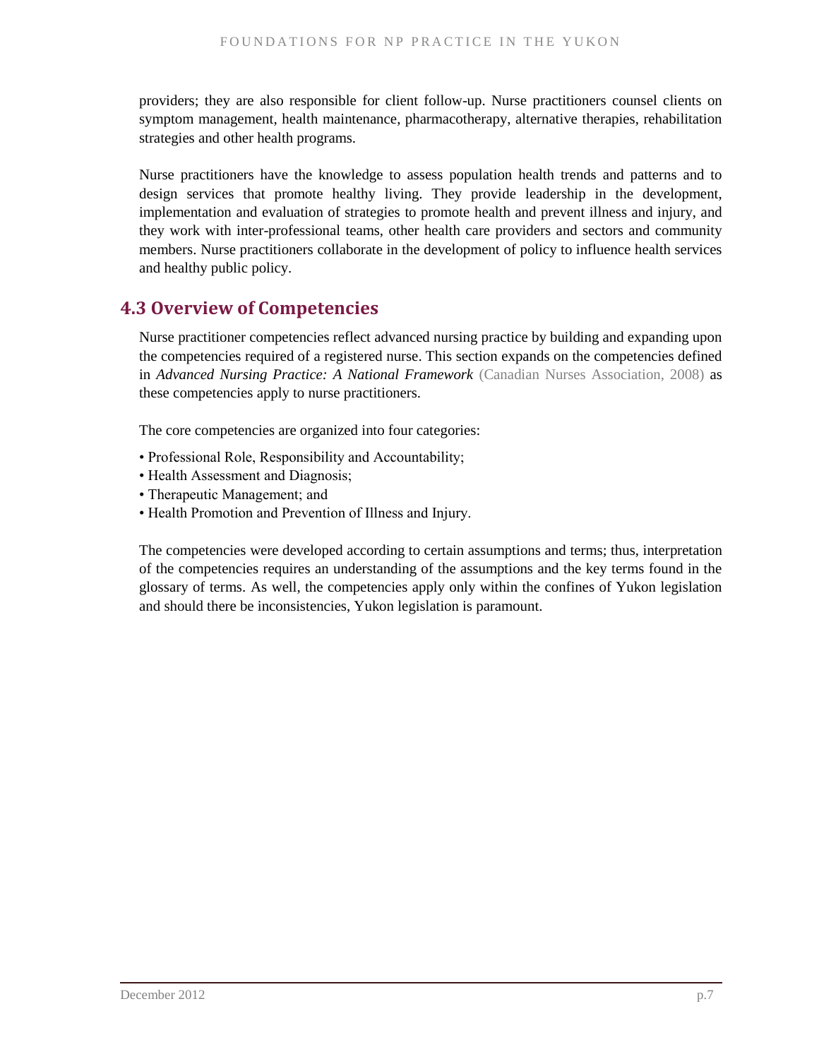providers; they are also responsible for client follow-up. Nurse practitioners counsel clients on symptom management, health maintenance, pharmacotherapy, alternative therapies, rehabilitation strategies and other health programs.

Nurse practitioners have the knowledge to assess population health trends and patterns and to design services that promote healthy living. They provide leadership in the development, implementation and evaluation of strategies to promote health and prevent illness and injury, and they work with inter-professional teams, other health care providers and sectors and community members. Nurse practitioners collaborate in the development of policy to influence health services and healthy public policy.

## 4.3 Overview of Competencies

Nurse practitioner competencies reflect advanced nursing practice by building and expanding upon the competencies required of a registered nurse. This section expands on the competencies defined in *Advanced Nursing Practice: A National Framework* (Canadian Nurses Association, 2008) as these competencies apply to nurse practitioners.

The core competencies are organized into four categories:

- Professional Role, Responsibility and Accountability;
- Health Assessment and Diagnosis;
- Therapeutic Management; and
- Health Promotion and Prevention of Illness and Injury.

The competencies were developed according to certain assumptions and terms; thus, interpretation of the competencies requires an understanding of the assumptions and the key terms found in the glossary of terms. As well, the competencies apply only within the confines of Yukon legislation and should there be inconsistencies, Yukon legislation is paramount.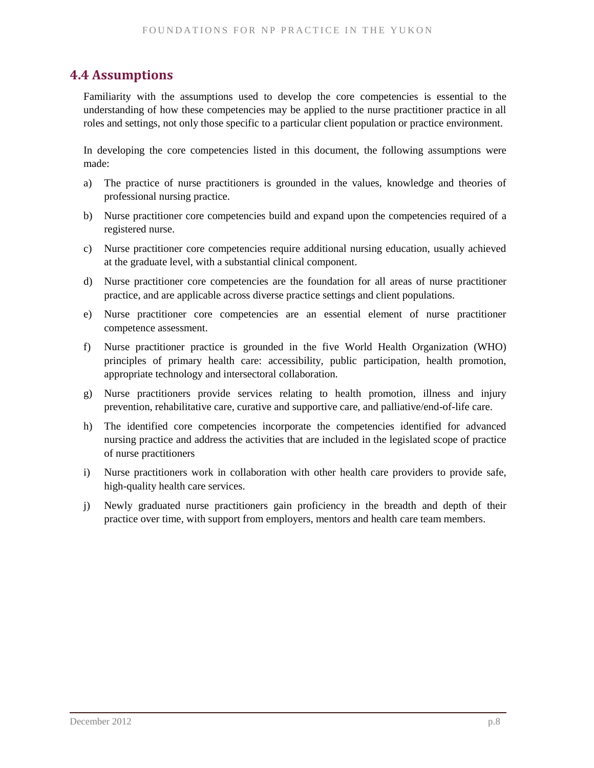## 4.4 Assumptions

Familiarity with the assumptions used to develop the core competencies is essential to the understanding of how these competencies may be applied to the nurse practitioner practice in all roles and settings, not only those specific to a particular client population or practice environment.

In developing the core competencies listed in this document, the following assumptions were made:

a) The practice of nurse practitioners is grounded in the values, knowledge and theories of professional nursing practice.

b) Nurse practitioner core competencies build and expand upon the competencies required of a registered nurse.

c) Nurse practitioner core competencies require additional nursing education, usually achieved at the graduate level, with a substantial clinical component.

d) Nurse practitioner core competencies are the foundation for all areas of nurse practitioner practice, and are applicable across diverse practice settings and client populations.

e) Nurse practitioner core competencies are an essential element of nurse practitioner competence assessment.

f) Nurse practitioner practice is grounded in the five World Health Organization (WHO) principles of primary health care: accessibility, public participation, health promotion, appropriate technology and intersectoral collaboration.

g) Nurse practitioners provide services relating to health promotion, illness and injury prevention, rehabilitative care, curative and supportive care, and palliative/end-of-life care.

h) The identified core competencies incorporate the competencies identified for advanced nursing practice and address the activities that are included in the legislated scope of practice of nurse practitioners

i) Nurse practitioners work in collaboration with other health care providers to provide safe, high-quality health care services.

j) Newly graduated nurse practitioners gain proficiency in the breadth and depth of their practice over time, with support from employers, mentors and health care team members.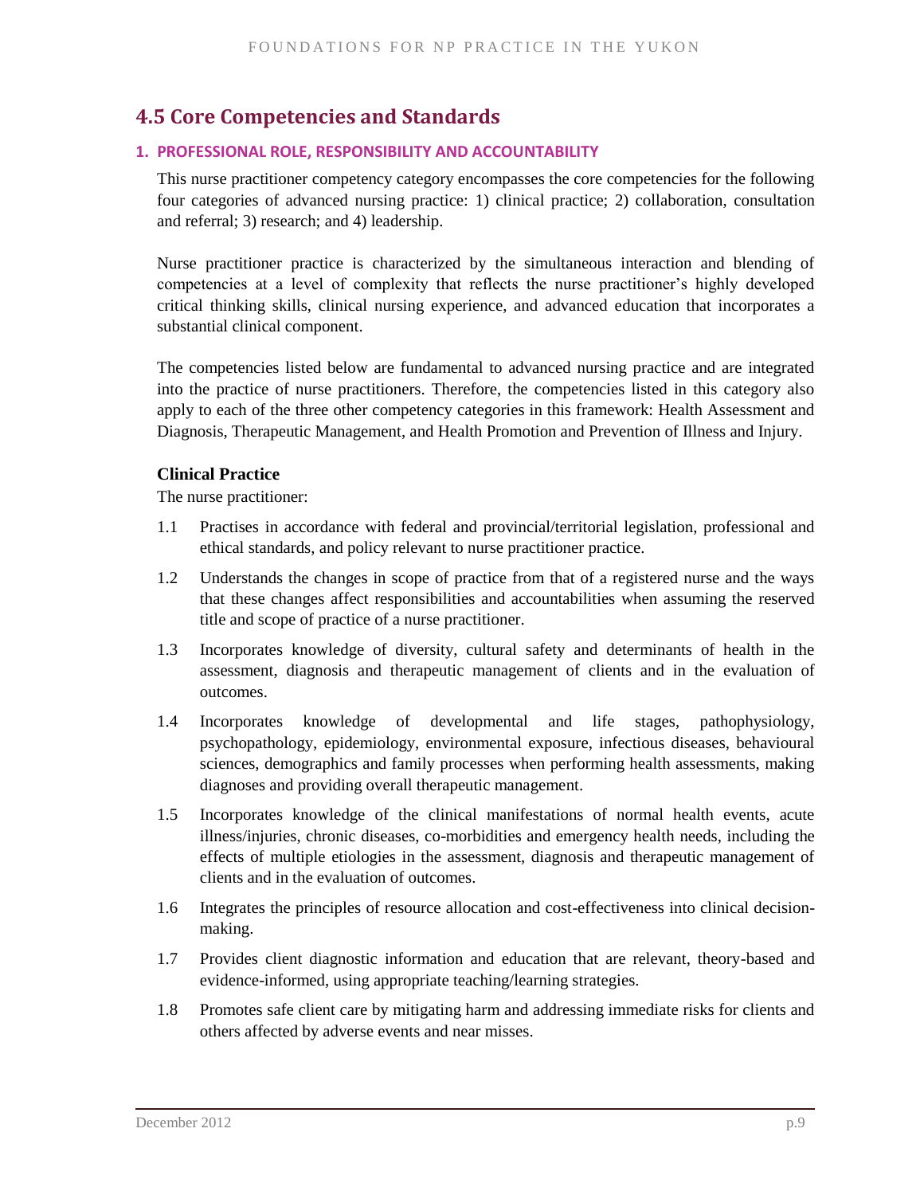## 4.5 Core Competencies and Standards

### 1. PROFESSIONAL ROLE, RESPONSIBILITY AND ACCOUNTABILITY

This nurse practitioner competency category encompasses the core competencies for the following four categories of advanced nursing practice: 1) clinical practice; 2) collaboration, consultation and referral; 3) research; and 4) leadership.

Nurse practitioner practice is characterized by the simultaneous interaction and blending of competencies at a level of complexity that reflects the nurse practitioner's highly developed critical thinking skills, clinical nursing experience, and advanced education that incorporates a substantial clinical component.

The competencies listed below are fundamental to advanced nursing practice and are integrated into the practice of nurse practitioners. Therefore, the competencies listed in this category also apply to each of the three other competency categories in this framework: Health Assessment and Diagnosis, Therapeutic Management, and Health Promotion and Prevention of Illness and Injury.

#### Clinical Practice

The nurse practitioner:

1.1 Practises in accordance with federal and provincial/territorial legislation, professional and ethical standards, and policy relevant to nurse practitioner practice.

1.2 Understands the changes in scope of practice from that of a registered nurse and the ways that these changes affect responsibilities and accountabilities when assuming the reserved title and scope of practice of a nurse practitioner.

1.3 Incorporates knowledge of diversity, cultural safety and determinants of health in the assessment, diagnosis and therapeutic management of clients and in the evaluation of outcomes.

1.4 Incorporates knowledge of developmental and life stages, pathophysiology, psychopathology, epidemiology, environmental exposure, infectious diseases, behavioural sciences, demographics and family processes when performing health assessments, making diagnoses and providing overall therapeutic management.

1.5 Incorporates knowledge of the clinical manifestations of normal health events, acute illness/injuries, chronic diseases, co-morbidities and emergency health needs, including the effects of multiple etiologies in the assessment, diagnosis and therapeutic management of clients and in the evaluation of outcomes.

1.6 Integrates the principles of resource allocation and cost-effectiveness into clinical decision-making.

1.7 Provides client diagnostic information and education that are relevant, theory-based and evidence-informed, using appropriate teaching/learning strategies.

1.8 Promotes safe client care by mitigating harm and addressing immediate risks for clients and others affected by adverse events and near misses.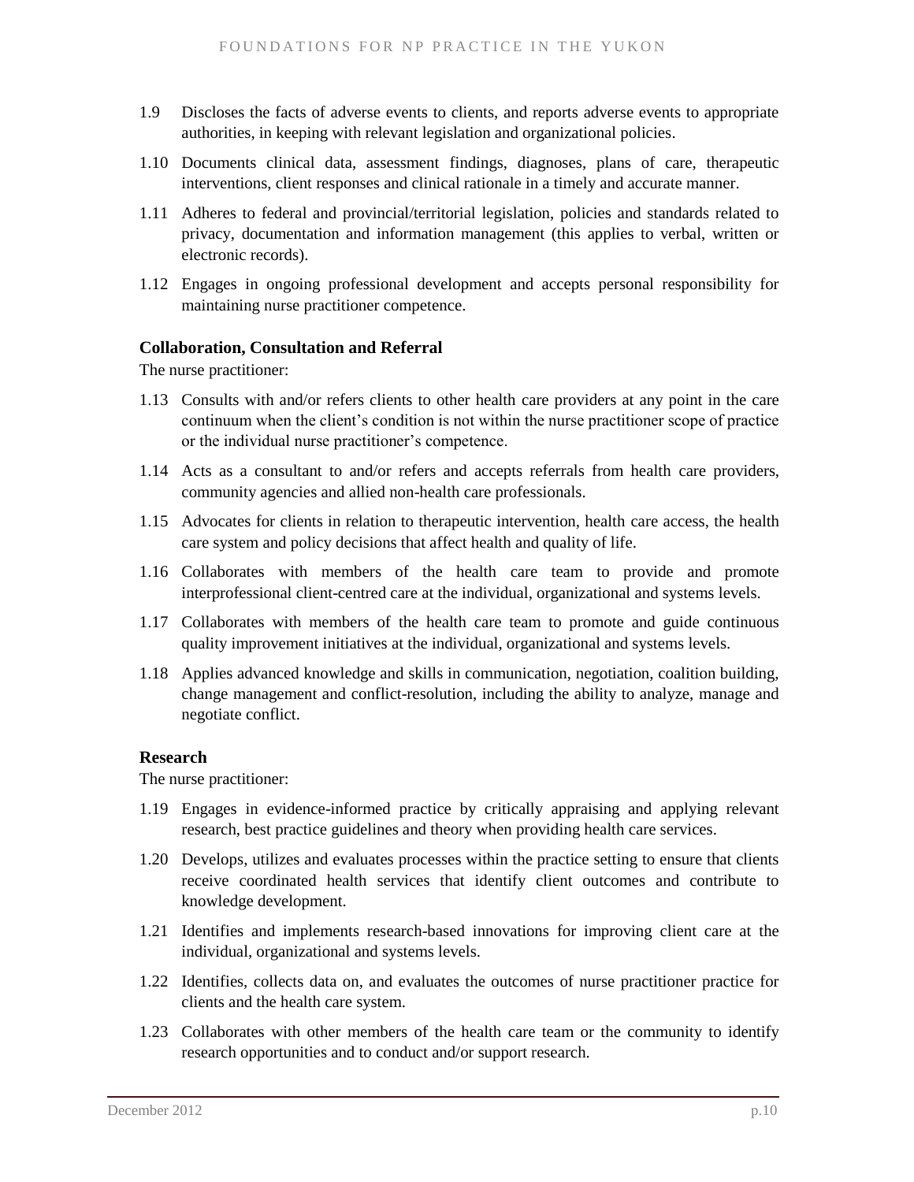1.9 Discloses the facts of adverse events to clients, and reports adverse events to appropriate authorities, in keeping with relevant legislation and organizational policies.

1.10 Documents clinical data, assessment findings, diagnoses, plans of care, therapeutic interventions, client responses and clinical rationale in a timely and accurate manner.

1.11 Adheres to federal and provincial/territorial legislation, policies and standards related to privacy, documentation and information management (this applies to verbal, written or electronic records).

1.12 Engages in ongoing professional development and accepts personal responsibility for maintaining nurse practitioner competence.

**Collaboration, Consultation and Referral**

The nurse practitioner:

1.13 Consults with and/or refers clients to other health care providers at any point in the care continuum when the client's condition is not within the nurse practitioner scope of practice or the individual nurse practitioner's competence.

1.14 Acts as a consultant to and/or refers and accepts referrals from health care providers, community agencies and allied non-health care professionals.

1.15 Advocates for clients in relation to therapeutic intervention, health care access, the health care system and policy decisions that affect health and quality of life.

1.16 Collaborates with members of the health care team to provide and promote interprofessional client-centred care at the individual, organizational and systems levels.

1.17 Collaborates with members of the health care team to promote and guide continuous quality improvement initiatives at the individual, organizational and systems levels.

1.18 Applies advanced knowledge and skills in communication, negotiation, coalition building, change management and conflict-resolution, including the ability to analyze, manage and negotiate conflict.

**Research**

The nurse practitioner:

1.19 Engages in evidence-informed practice by critically appraising and applying relevant research, best practice guidelines and theory when providing health care services.

1.20 Develops, utilizes and evaluates processes within the practice setting to ensure that clients receive coordinated health services that identify client outcomes and contribute to knowledge development.

1.21 Identifies and implements research-based innovations for improving client care at the individual, organizational and systems levels.

1.22 Identifies, collects data on, and evaluates the outcomes of nurse practitioner practice for clients and the health care system.

1.23 Collaborates with other members of the health care team or the community to identify research opportunities and to conduct and/or support research.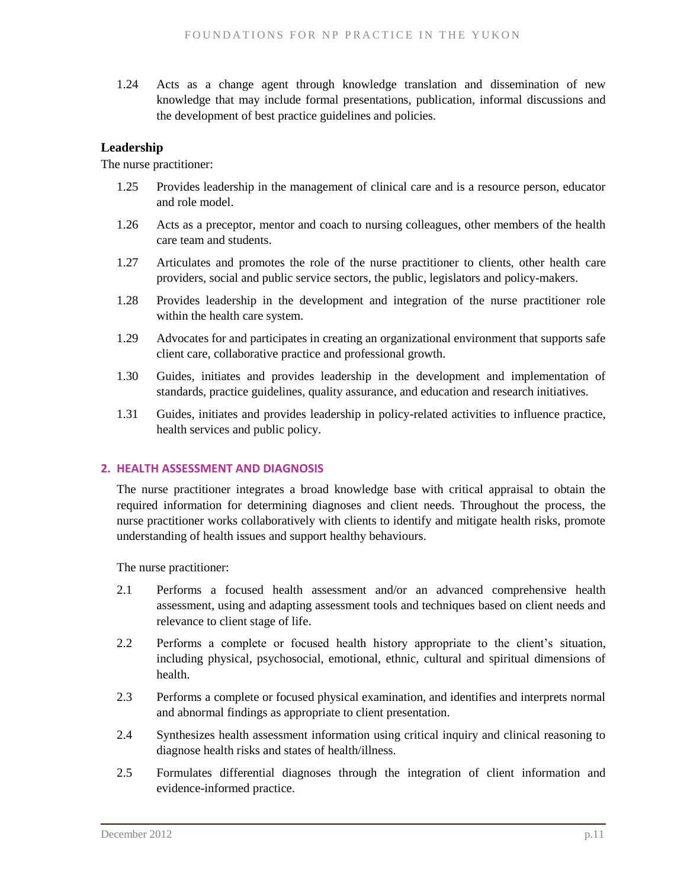1.24 Acts as a change agent through knowledge translation and dissemination of new knowledge that may include formal presentations, publication, informal discussions and the development of best practice guidelines and policies.

### Leadership

The nurse practitioner:

1.25 Provides leadership in the management of clinical care and is a resource person, educator and role model.

1.26 Acts as a preceptor, mentor and coach to nursing colleagues, other members of the health care team and students.

1.27 Articulates and promotes the role of the nurse practitioner to clients, other health care providers, social and public service sectors, the public, legislators and policy-makers.

1.28 Provides leadership in the development and integration of the nurse practitioner role within the health care system.

1.29 Advocates for and participates in creating an organizational environment that supports safe client care, collaborative practice and professional growth.

1.30 Guides, initiates and provides leadership in the development and implementation of standards, practice guidelines, quality assurance, and education and research initiatives.

1.31 Guides, initiates and provides leadership in policy-related activities to influence practice, health services and public policy.

## 2. HEALTH ASSESSMENT AND DIAGNOSIS

The nurse practitioner integrates a broad knowledge base with critical appraisal to obtain the required information for determining diagnoses and client needs. Throughout the process, the nurse practitioner works collaboratively with clients to identify and mitigate health risks, promote understanding of health issues and support healthy behaviours.

The nurse practitioner:

2.1 Performs a focused health assessment and/or an advanced comprehensive health assessment, using and adapting assessment tools and techniques based on client needs and relevance to client stage of life.

2.2 Performs a complete or focused health history appropriate to the client's situation, including physical, psychosocial, emotional, ethnic, cultural and spiritual dimensions of health.

2.3 Performs a complete or focused physical examination, and identifies and interprets normal and abnormal findings as appropriate to client presentation.

2.4 Synthesizes health assessment information using critical inquiry and clinical reasoning to diagnose health risks and states of health/illness.

2.5 Formulates differential diagnoses through the integration of client information and evidence-informed practice.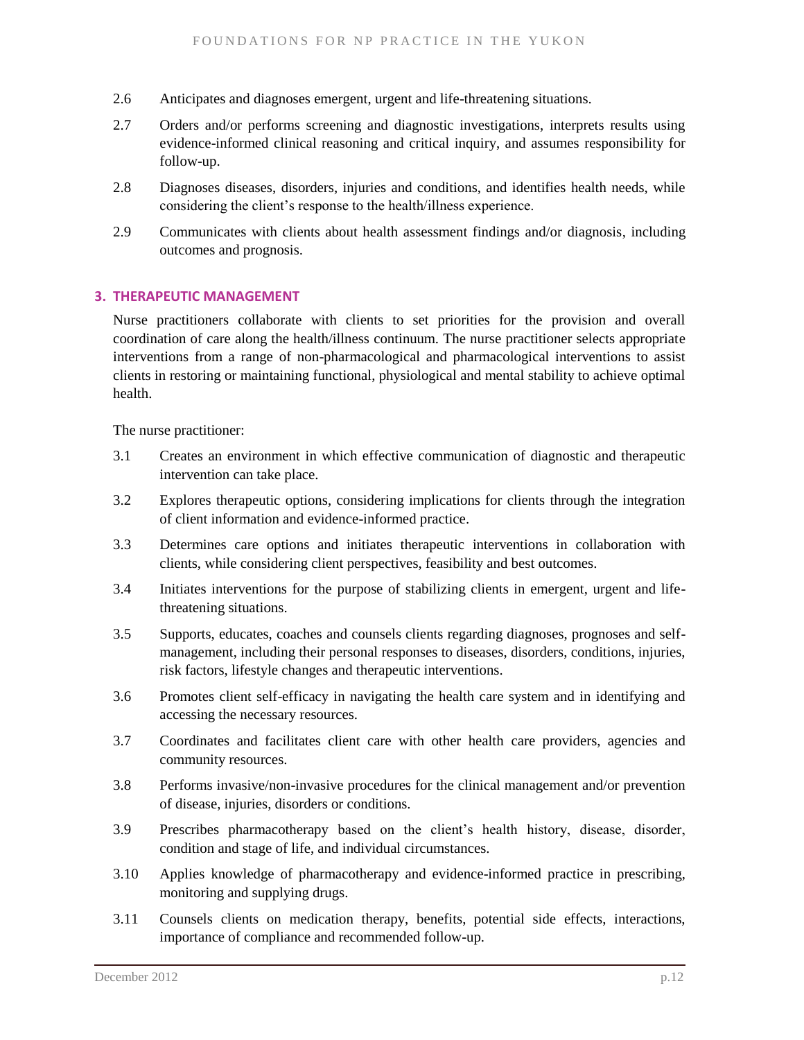2.6 Anticipates and diagnoses emergent, urgent and life-threatening situations.

2.7 Orders and/or performs screening and diagnostic investigations, interprets results using evidence-informed clinical reasoning and critical inquiry, and assumes responsibility for follow-up.

2.8 Diagnoses diseases, disorders, injuries and conditions, and identifies health needs, while considering the client's response to the health/illness experience.

2.9 Communicates with clients about health assessment findings and/or diagnosis, including outcomes and prognosis.

### 3. THERAPEUTIC MANAGEMENT

Nurse practitioners collaborate with clients to set priorities for the provision and overall coordination of care along the health/illness continuum. The nurse practitioner selects appropriate interventions from a range of non-pharmacological and pharmacological interventions to assist clients in restoring or maintaining functional, physiological and mental stability to achieve optimal health.

The nurse practitioner:

3.1 Creates an environment in which effective communication of diagnostic and therapeutic intervention can take place.

3.2 Explores therapeutic options, considering implications for clients through the integration of client information and evidence-informed practice.

3.3 Determines care options and initiates therapeutic interventions in collaboration with clients, while considering client perspectives, feasibility and best outcomes.

3.4 Initiates interventions for the purpose of stabilizing clients in emergent, urgent and life-threatening situations.

3.5 Supports, educates, coaches and counsels clients regarding diagnoses, prognoses and self-management, including their personal responses to diseases, disorders, conditions, injuries, risk factors, lifestyle changes and therapeutic interventions.

3.6 Promotes client self-efficacy in navigating the health care system and in identifying and accessing the necessary resources.

3.7 Coordinates and facilitates client care with other health care providers, agencies and community resources.

3.8 Performs invasive/non-invasive procedures for the clinical management and/or prevention of disease, injuries, disorders or conditions.

3.9 Prescribes pharmacotherapy based on the client's health history, disease, disorder, condition and stage of life, and individual circumstances.

3.10 Applies knowledge of pharmacotherapy and evidence-informed practice in prescribing, monitoring and supplying drugs.

3.11 Counsels clients on medication therapy, benefits, potential side effects, interactions, importance of compliance and recommended follow-up.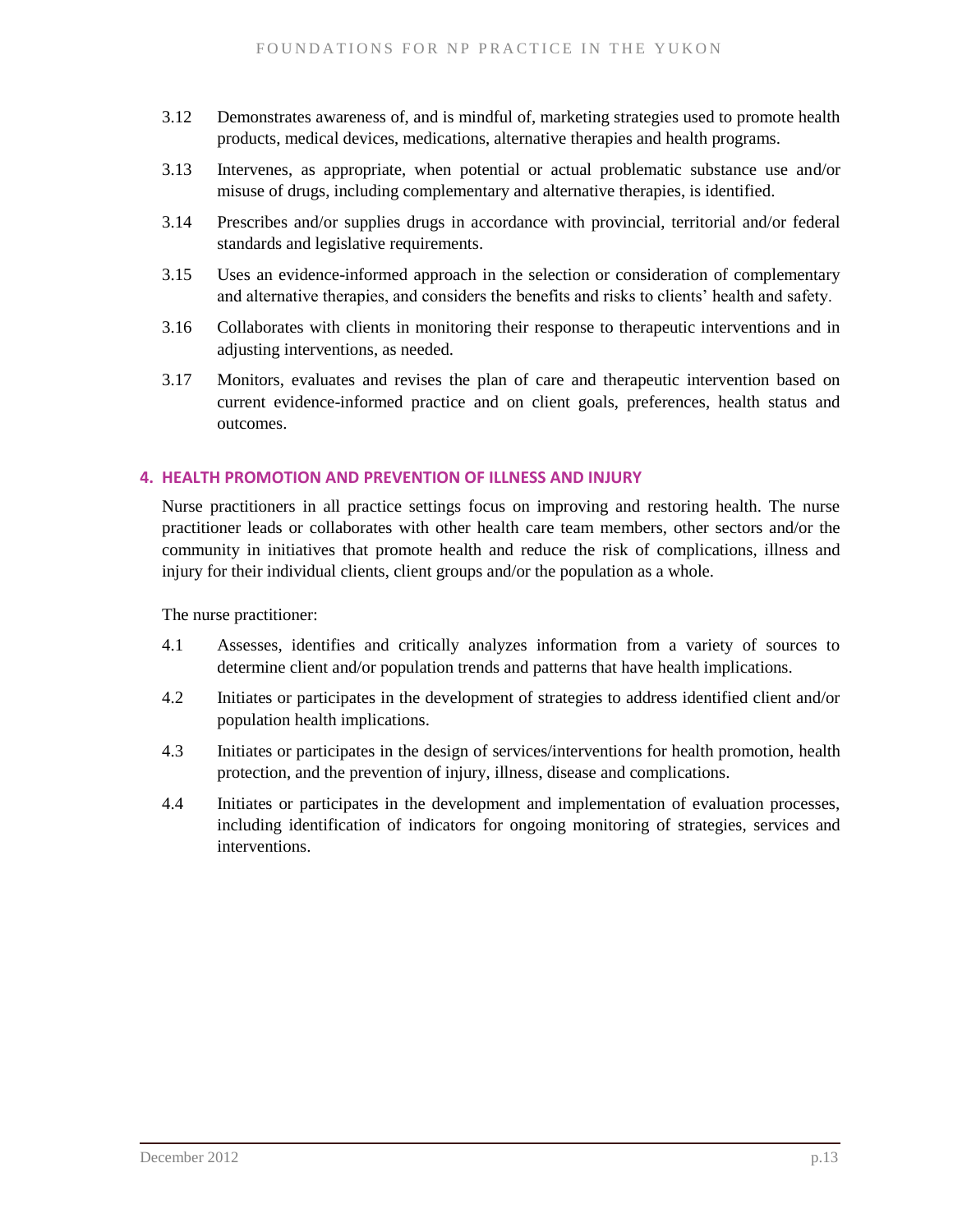3.12 Demonstrates awareness of, and is mindful of, marketing strategies used to promote health products, medical devices, medications, alternative therapies and health programs.

3.13 Intervenes, as appropriate, when potential or actual problematic substance use and/or misuse of drugs, including complementary and alternative therapies, is identified.

3.14 Prescribes and/or supplies drugs in accordance with provincial, territorial and/or federal standards and legislative requirements.

3.15 Uses an evidence-informed approach in the selection or consideration of complementary and alternative therapies, and considers the benefits and risks to clients' health and safety.

3.16 Collaborates with clients in monitoring their response to therapeutic interventions and in adjusting interventions, as needed.

3.17 Monitors, evaluates and revises the plan of care and therapeutic intervention based on current evidence-informed practice and on client goals, preferences, health status and outcomes.

## 4. HEALTH PROMOTION AND PREVENTION OF ILLNESS AND INJURY

Nurse practitioners in all practice settings focus on improving and restoring health. The nurse practitioner leads or collaborates with other health care team members, other sectors and/or the community in initiatives that promote health and reduce the risk of complications, illness and injury for their individual clients, client groups and/or the population as a whole.

The nurse practitioner:

4.1 Assesses, identifies and critically analyzes information from a variety of sources to determine client and/or population trends and patterns that have health implications.

4.2 Initiates or participates in the development of strategies to address identified client and/or population health implications.

4.3 Initiates or participates in the design of services/interventions for health promotion, health protection, and the prevention of injury, illness, disease and complications.

4.4 Initiates or participates in the development and implementation of evaluation processes, including identification of indicators for ongoing monitoring of strategies, services and interventions.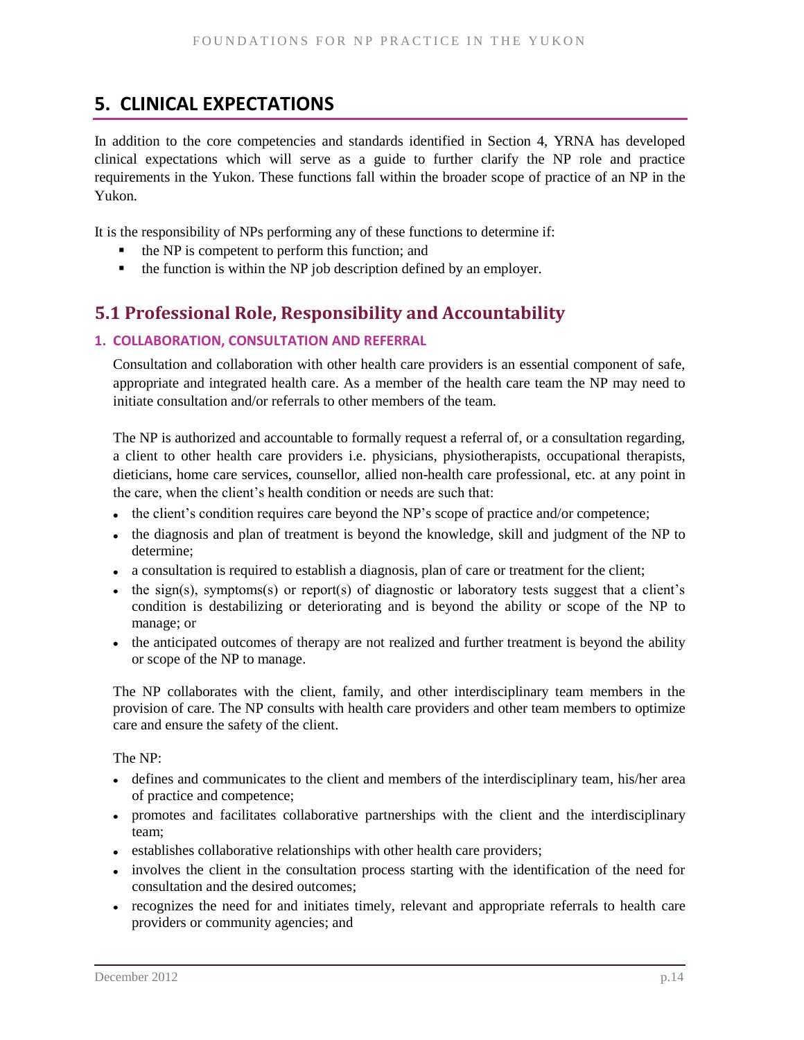# 5. CLINICAL EXPECTATIONS

In addition to the core competencies and standards identified in Section 4, YRNA has developed clinical expectations which will serve as a guide to further clarify the NP role and practice requirements in the Yukon. These functions fall within the broader scope of practice of an NP in the Yukon.

It is the responsibility of NPs performing any of these functions to determine if:

- the NP is competent to perform this function; and
- the function is within the NP job description defined by an employer.

## 5.1 Professional Role, Responsibility and Accountability

### 1. COLLABORATION, CONSULTATION AND REFERRAL

Consultation and collaboration with other health care providers is an essential component of safe, appropriate and integrated health care. As a member of the health care team the NP may need to initiate consultation and/or referrals to other members of the team.

The NP is authorized and accountable to formally request a referral of, or a consultation regarding, a client to other health care providers i.e. physicians, physiotherapists, occupational therapists, dieticians, home care services, counsellor, allied non-health care professional, etc. at any point in the care, when the client's health condition or needs are such that:

- the client's condition requires care beyond the NP's scope of practice and/or competence;
- the diagnosis and plan of treatment is beyond the knowledge, skill and judgment of the NP to determine;
- a consultation is required to establish a diagnosis, plan of care or treatment for the client;
- the sign(s), symptoms(s) or report(s) of diagnostic or laboratory tests suggest that a client's condition is destabilizing or deteriorating and is beyond the ability or scope of the NP to manage; or
- the anticipated outcomes of therapy are not realized and further treatment is beyond the ability or scope of the NP to manage.

The NP collaborates with the client, family, and other interdisciplinary team members in the provision of care. The NP consults with health care providers and other team members to optimize care and ensure the safety of the client.

The NP:

- defines and communicates to the client and members of the interdisciplinary team, his/her area of practice and competence;
- promotes and facilitates collaborative partnerships with the client and the interdisciplinary team;
- establishes collaborative relationships with other health care providers;
- involves the client in the consultation process starting with the identification of the need for consultation and the desired outcomes;
- recognizes the need for and initiates timely, relevant and appropriate referrals to health care providers or community agencies; and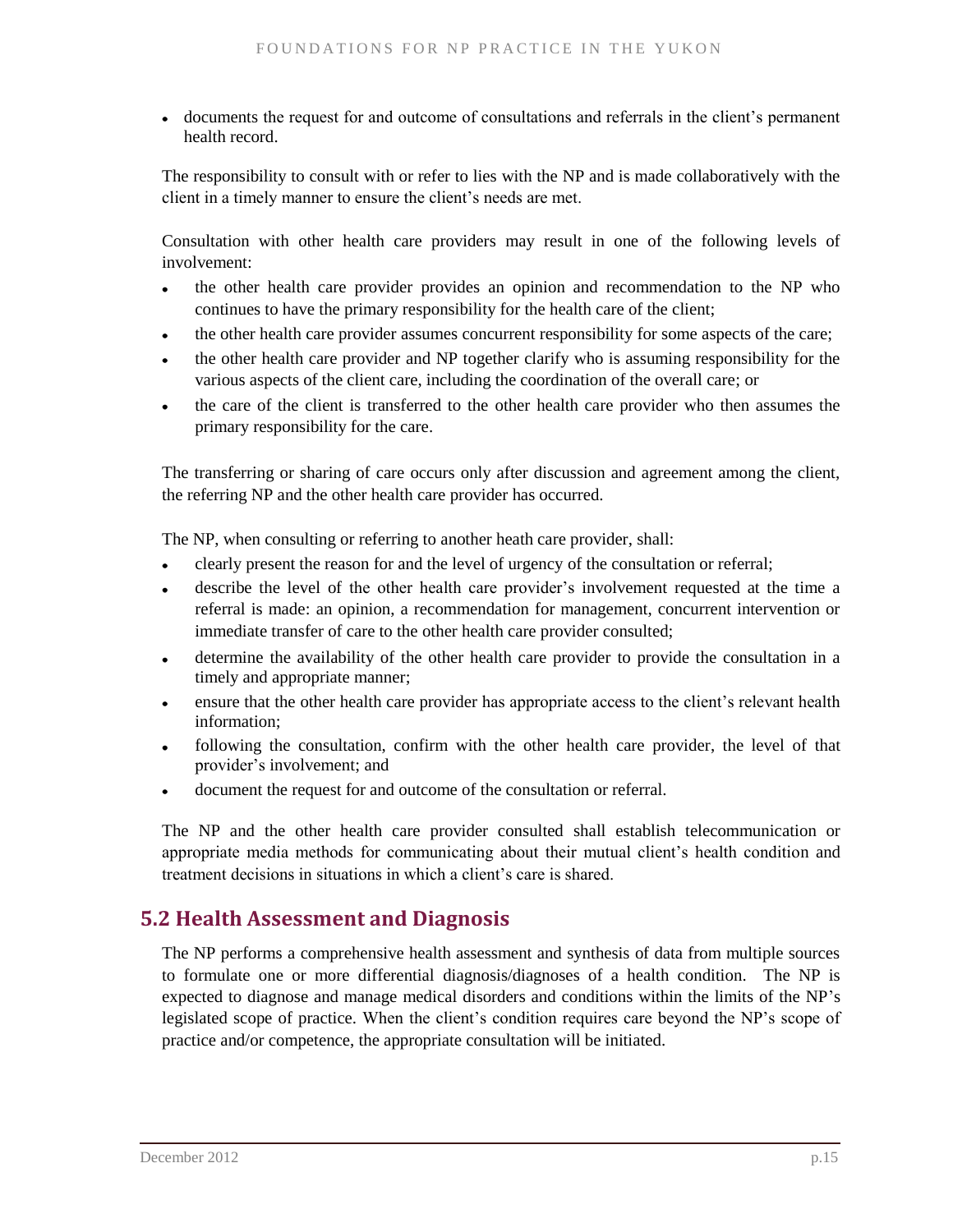- documents the request for and outcome of consultations and referrals in the client's permanent health record.

The responsibility to consult with or refer to lies with the NP and is made collaboratively with the client in a timely manner to ensure the client's needs are met.

Consultation with other health care providers may result in one of the following levels of involvement:

- the other health care provider provides an opinion and recommendation to the NP who continues to have the primary responsibility for the health care of the client;
- the other health care provider assumes concurrent responsibility for some aspects of the care;
- the other health care provider and NP together clarify who is assuming responsibility for the various aspects of the client care, including the coordination of the overall care; or
- the care of the client is transferred to the other health care provider who then assumes the primary responsibility for the care.

The transferring or sharing of care occurs only after discussion and agreement among the client, the referring NP and the other health care provider has occurred.

The NP, when consulting or referring to another heath care provider, shall:

- clearly present the reason for and the level of urgency of the consultation or referral;
- describe the level of the other health care provider's involvement requested at the time a referral is made: an opinion, a recommendation for management, concurrent intervention or immediate transfer of care to the other health care provider consulted;
- determine the availability of the other health care provider to provide the consultation in a timely and appropriate manner;
- ensure that the other health care provider has appropriate access to the client's relevant health information;
- following the consultation, confirm with the other health care provider, the level of that provider's involvement; and
- document the request for and outcome of the consultation or referral.

The NP and the other health care provider consulted shall establish telecommunication or appropriate media methods for communicating about their mutual client's health condition and treatment decisions in situations in which a client's care is shared.

## 5.2 Health Assessment and Diagnosis

The NP performs a comprehensive health assessment and synthesis of data from multiple sources to formulate one or more differential diagnosis/diagnoses of a health condition. The NP is expected to diagnose and manage medical disorders and conditions within the limits of the NP's legislated scope of practice. When the client's condition requires care beyond the NP's scope of practice and/or competence, the appropriate consultation will be initiated.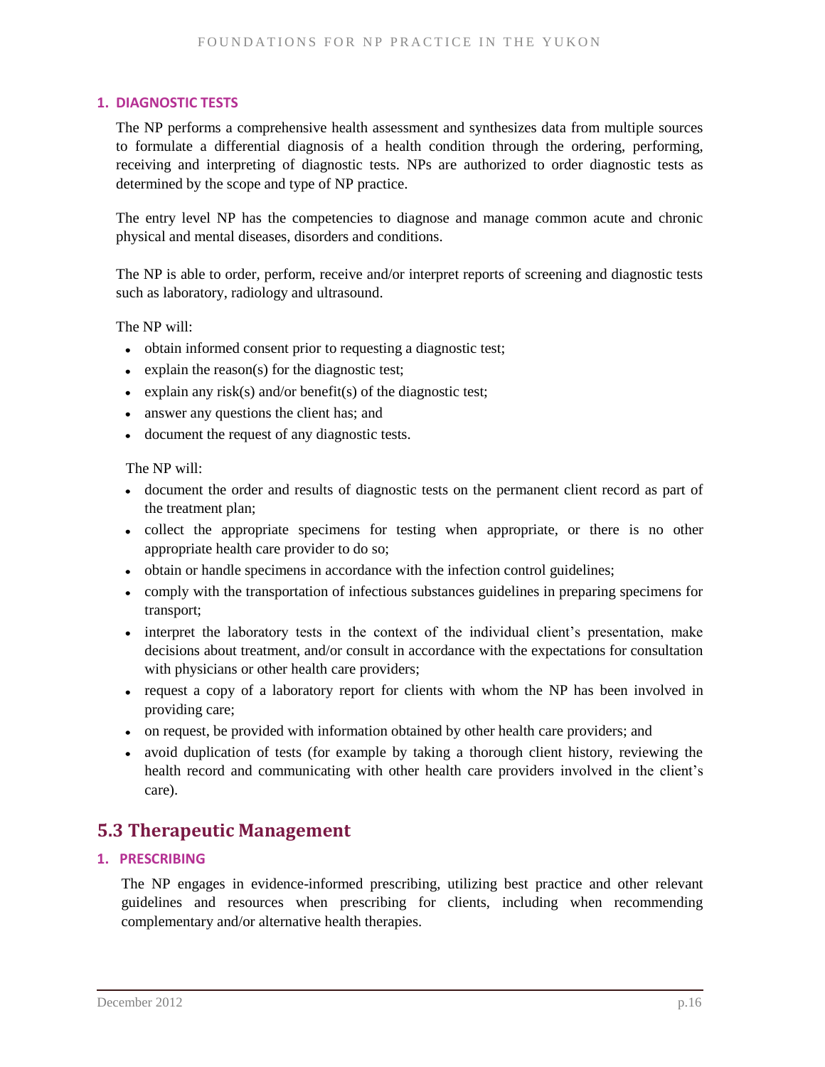#### 1. DIAGNOSTIC TESTS

The NP performs a comprehensive health assessment and synthesizes data from multiple sources to formulate a differential diagnosis of a health condition through the ordering, performing, receiving and interpreting of diagnostic tests. NPs are authorized to order diagnostic tests as determined by the scope and type of NP practice.

The entry level NP has the competencies to diagnose and manage common acute and chronic physical and mental diseases, disorders and conditions.

The NP is able to order, perform, receive and/or interpret reports of screening and diagnostic tests such as laboratory, radiology and ultrasound.

The NP will:

- obtain informed consent prior to requesting a diagnostic test;
- explain the reason(s) for the diagnostic test;
- explain any risk(s) and/or benefit(s) of the diagnostic test;
- answer any questions the client has; and
- document the request of any diagnostic tests.

The NP will:

- document the order and results of diagnostic tests on the permanent client record as part of the treatment plan;
- collect the appropriate specimens for testing when appropriate, or there is no other appropriate health care provider to do so;
- obtain or handle specimens in accordance with the infection control guidelines;
- comply with the transportation of infectious substances guidelines in preparing specimens for transport;
- interpret the laboratory tests in the context of the individual client's presentation, make decisions about treatment, and/or consult in accordance with the expectations for consultation with physicians or other health care providers;
- request a copy of a laboratory report for clients with whom the NP has been involved in providing care;
- on request, be provided with information obtained by other health care providers; and
- avoid duplication of tests (for example by taking a thorough client history, reviewing the health record and communicating with other health care providers involved in the client's care).

## 5.3 Therapeutic Management

#### 1. PRESCRIBING

The NP engages in evidence-informed prescribing, utilizing best practice and other relevant guidelines and resources when prescribing for clients, including when recommending complementary and/or alternative health therapies.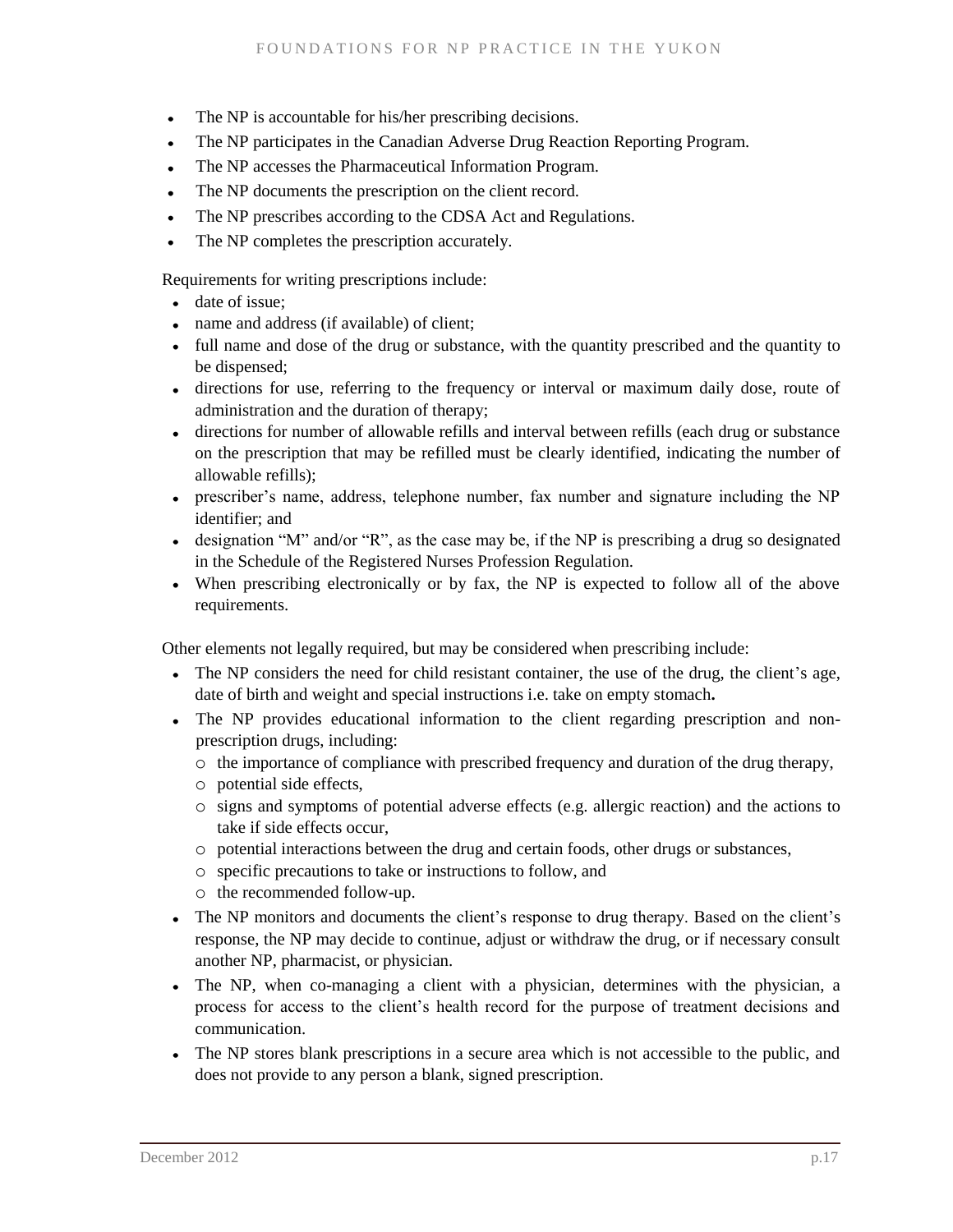- The NP is accountable for his/her prescribing decisions.
- The NP participates in the Canadian Adverse Drug Reaction Reporting Program.
- The NP accesses the Pharmaceutical Information Program.
- The NP documents the prescription on the client record.
- The NP prescribes according to the CDSA Act and Regulations.
- The NP completes the prescription accurately.

Requirements for writing prescriptions include:

- date of issue;
- name and address (if available) of client;
- full name and dose of the drug or substance, with the quantity prescribed and the quantity to be dispensed;
- directions for use, referring to the frequency or interval or maximum daily dose, route of administration and the duration of therapy;
- directions for number of allowable refills and interval between refills (each drug or substance on the prescription that may be refilled must be clearly identified, indicating the number of allowable refills);
- prescriber's name, address, telephone number, fax number and signature including the NP identifier; and
- designation "M" and/or "R", as the case may be, if the NP is prescribing a drug so designated in the Schedule of the Registered Nurses Profession Regulation.
- When prescribing electronically or by fax, the NP is expected to follow all of the above requirements.

Other elements not legally required, but may be considered when prescribing include:

- The NP considers the need for child resistant container, the use of the drug, the client's age, date of birth and weight and special instructions i.e. take on empty stomach**.**
- The NP provides educational information to the client regarding prescription and non-prescription drugs, including:
  - the importance of compliance with prescribed frequency and duration of the drug therapy,
  - potential side effects,
  - signs and symptoms of potential adverse effects (e.g. allergic reaction) and the actions to take if side effects occur,
  - potential interactions between the drug and certain foods, other drugs or substances,
  - specific precautions to take or instructions to follow, and
  - the recommended follow-up.
- The NP monitors and documents the client's response to drug therapy. Based on the client's response, the NP may decide to continue, adjust or withdraw the drug, or if necessary consult another NP, pharmacist, or physician.
- The NP, when co-managing a client with a physician, determines with the physician, a process for access to the client's health record for the purpose of treatment decisions and communication.
- The NP stores blank prescriptions in a secure area which is not accessible to the public, and does not provide to any person a blank, signed prescription.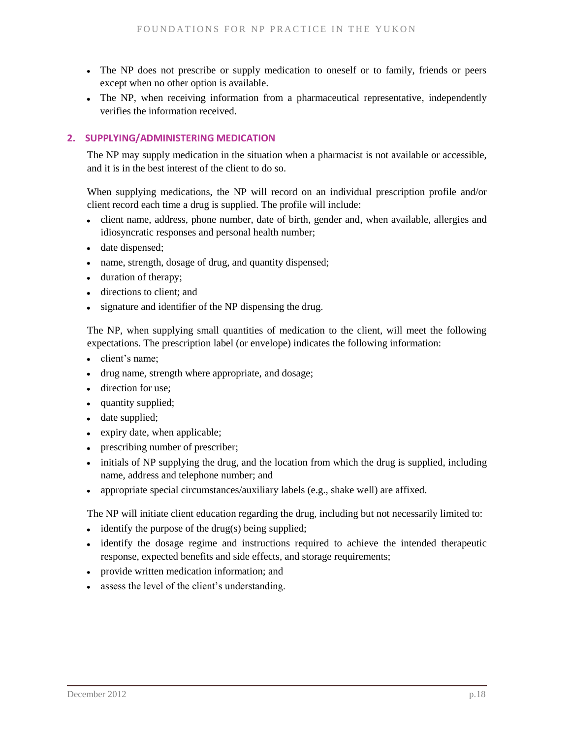- The NP does not prescribe or supply medication to oneself or to family, friends or peers except when no other option is available.
- The NP, when receiving information from a pharmaceutical representative, independently verifies the information received.

### 2. SUPPLYING/ADMINISTERING MEDICATION

The NP may supply medication in the situation when a pharmacist is not available or accessible, and it is in the best interest of the client to do so.

When supplying medications, the NP will record on an individual prescription profile and/or client record each time a drug is supplied. The profile will include:

- client name, address, phone number, date of birth, gender and, when available, allergies and idiosyncratic responses and personal health number;
- date dispensed;
- name, strength, dosage of drug, and quantity dispensed;
- duration of therapy;
- directions to client; and
- signature and identifier of the NP dispensing the drug.

The NP, when supplying small quantities of medication to the client, will meet the following expectations. The prescription label (or envelope) indicates the following information:

- client's name;
- drug name, strength where appropriate, and dosage;
- direction for use;
- quantity supplied;
- date supplied;
- expiry date, when applicable;
- prescribing number of prescriber;
- initials of NP supplying the drug, and the location from which the drug is supplied, including name, address and telephone number; and
- appropriate special circumstances/auxiliary labels (e.g., shake well) are affixed.

The NP will initiate client education regarding the drug, including but not necessarily limited to:

- identify the purpose of the drug(s) being supplied;
- identify the dosage regime and instructions required to achieve the intended therapeutic response, expected benefits and side effects, and storage requirements;
- provide written medication information; and
- assess the level of the client's understanding.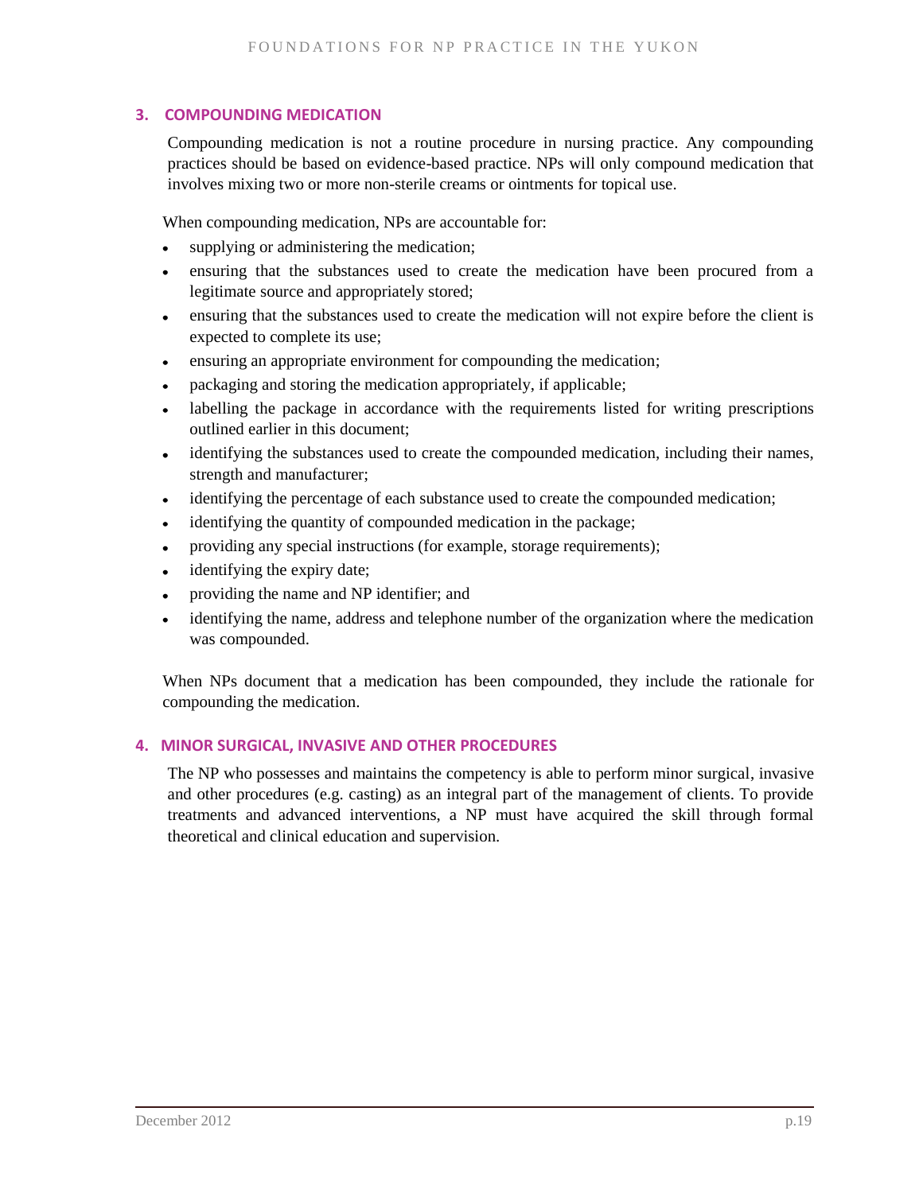### 3. COMPOUNDING MEDICATION

Compounding medication is not a routine procedure in nursing practice. Any compounding practices should be based on evidence-based practice. NPs will only compound medication that involves mixing two or more non-sterile creams or ointments for topical use.

When compounding medication, NPs are accountable for:

- supplying or administering the medication;
- ensuring that the substances used to create the medication have been procured from a legitimate source and appropriately stored;
- ensuring that the substances used to create the medication will not expire before the client is expected to complete its use;
- ensuring an appropriate environment for compounding the medication;
- packaging and storing the medication appropriately, if applicable;
- labelling the package in accordance with the requirements listed for writing prescriptions outlined earlier in this document;
- identifying the substances used to create the compounded medication, including their names, strength and manufacturer;
- identifying the percentage of each substance used to create the compounded medication;
- identifying the quantity of compounded medication in the package;
- providing any special instructions (for example, storage requirements);
- identifying the expiry date;
- providing the name and NP identifier; and
- identifying the name, address and telephone number of the organization where the medication was compounded.

When NPs document that a medication has been compounded, they include the rationale for compounding the medication.

### 4. MINOR SURGICAL, INVASIVE AND OTHER PROCEDURES

The NP who possesses and maintains the competency is able to perform minor surgical, invasive and other procedures (e.g. casting) as an integral part of the management of clients. To provide treatments and advanced interventions, a NP must have acquired the skill through formal theoretical and clinical education and supervision.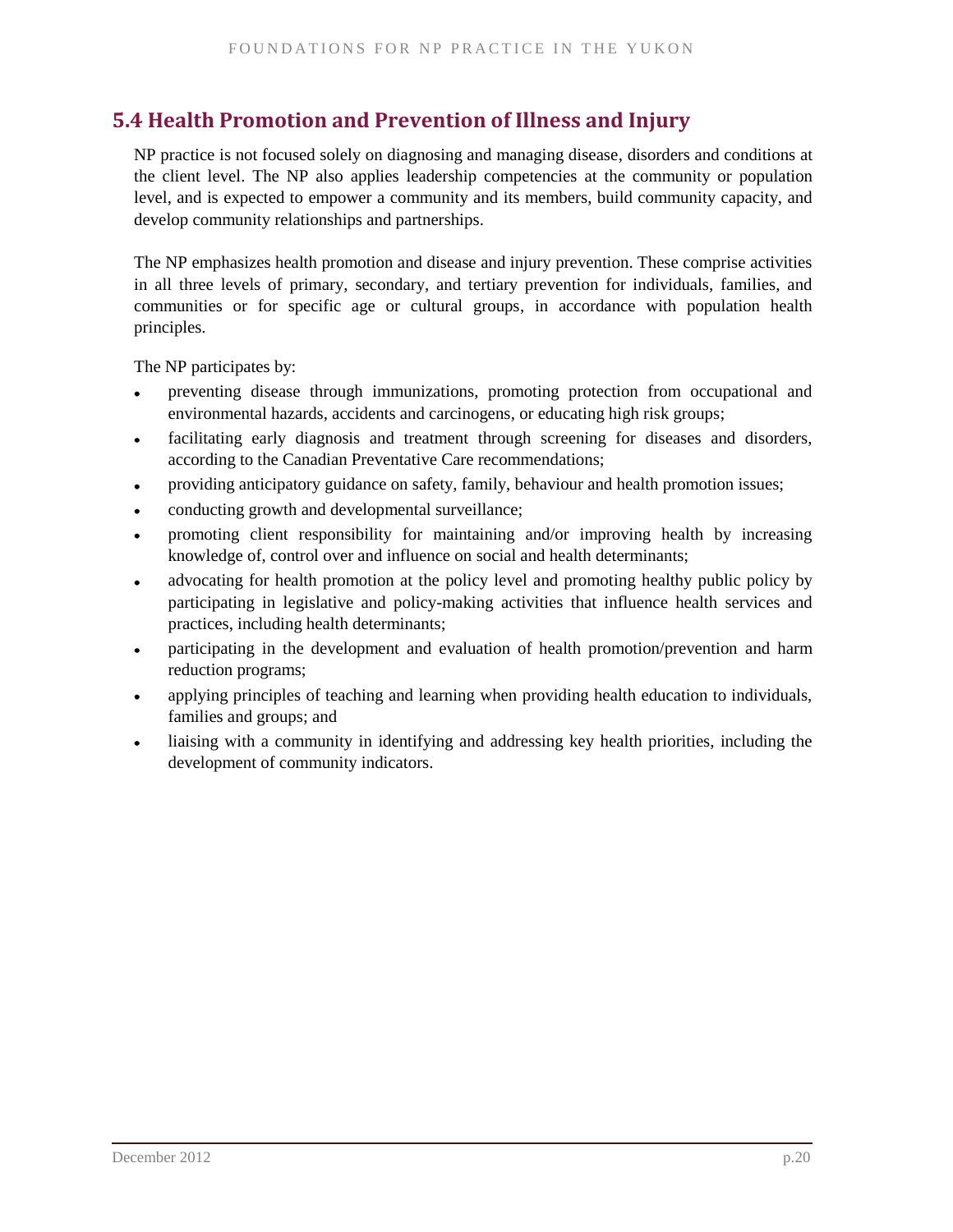## 5.4 Health Promotion and Prevention of Illness and Injury

NP practice is not focused solely on diagnosing and managing disease, disorders and conditions at the client level. The NP also applies leadership competencies at the community or population level, and is expected to empower a community and its members, build community capacity, and develop community relationships and partnerships.

The NP emphasizes health promotion and disease and injury prevention. These comprise activities in all three levels of primary, secondary, and tertiary prevention for individuals, families, and communities or for specific age or cultural groups, in accordance with population health principles.

The NP participates by:

- preventing disease through immunizations, promoting protection from occupational and environmental hazards, accidents and carcinogens, or educating high risk groups;
- facilitating early diagnosis and treatment through screening for diseases and disorders, according to the Canadian Preventative Care recommendations;
- providing anticipatory guidance on safety, family, behaviour and health promotion issues;
- conducting growth and developmental surveillance;
- promoting client responsibility for maintaining and/or improving health by increasing knowledge of, control over and influence on social and health determinants;
- advocating for health promotion at the policy level and promoting healthy public policy by participating in legislative and policy-making activities that influence health services and practices, including health determinants;
- participating in the development and evaluation of health promotion/prevention and harm reduction programs;
- applying principles of teaching and learning when providing health education to individuals, families and groups; and
- liaising with a community in identifying and addressing key health priorities, including the development of community indicators.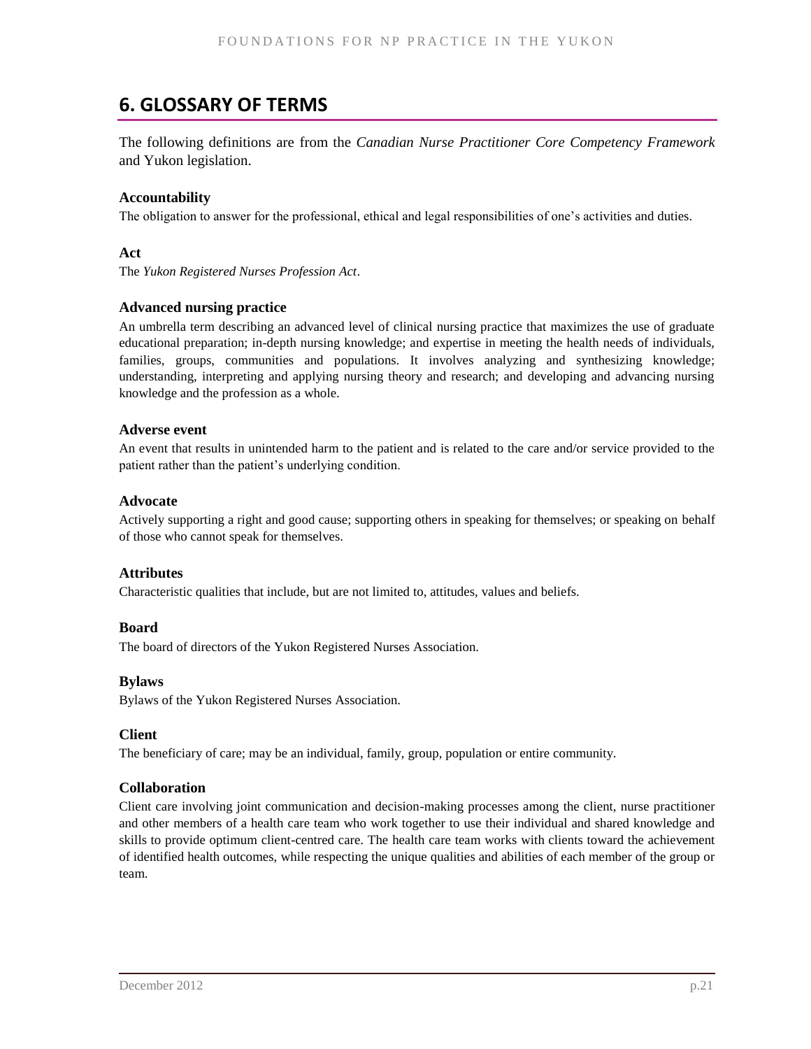## 6. GLOSSARY OF TERMS

The following definitions are from the *Canadian Nurse Practitioner Core Competency Framework* and Yukon legislation.

**Accountability**

The obligation to answer for the professional, ethical and legal responsibilities of one's activities and duties.

**Act**

The *Yukon Registered Nurses Profession Act*.

**Advanced nursing practice**

An umbrella term describing an advanced level of clinical nursing practice that maximizes the use of graduate educational preparation; in-depth nursing knowledge; and expertise in meeting the health needs of individuals, families, groups, communities and populations. It involves analyzing and synthesizing knowledge; understanding, interpreting and applying nursing theory and research; and developing and advancing nursing knowledge and the profession as a whole.

**Adverse event**

An event that results in unintended harm to the patient and is related to the care and/or service provided to the patient rather than the patient's underlying condition.

**Advocate**

Actively supporting a right and good cause; supporting others in speaking for themselves; or speaking on behalf of those who cannot speak for themselves.

**Attributes**

Characteristic qualities that include, but are not limited to, attitudes, values and beliefs.

**Board**

The board of directors of the Yukon Registered Nurses Association.

**Bylaws**

Bylaws of the Yukon Registered Nurses Association.

**Client**

The beneficiary of care; may be an individual, family, group, population or entire community.

**Collaboration**

Client care involving joint communication and decision-making processes among the client, nurse practitioner and other members of a health care team who work together to use their individual and shared knowledge and skills to provide optimum client-centred care. The health care team works with clients toward the achievement of identified health outcomes, while respecting the unique qualities and abilities of each member of the group or team.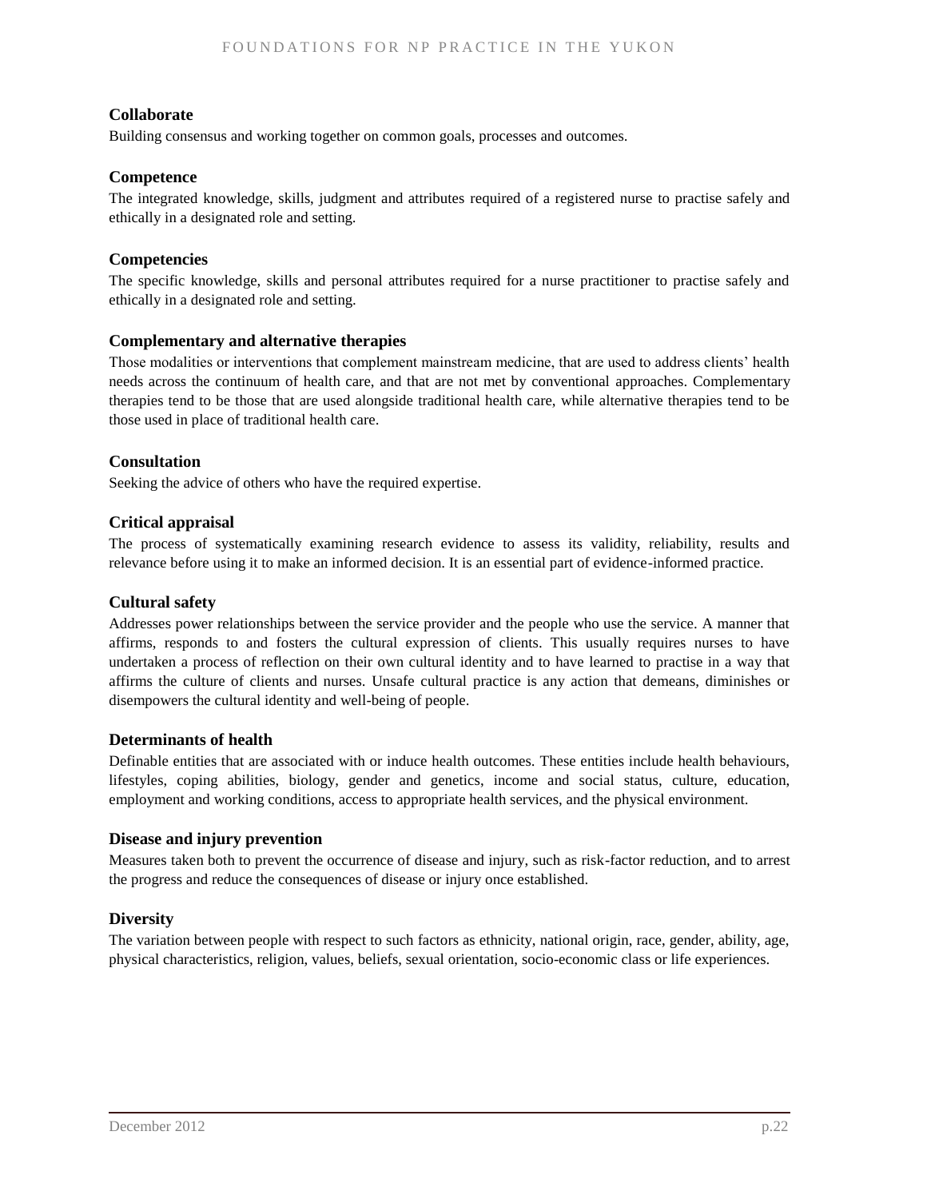**Collaborate**

Building consensus and working together on common goals, processes and outcomes.

**Competence**

The integrated knowledge, skills, judgment and attributes required of a registered nurse to practise safely and ethically in a designated role and setting.

**Competencies**

The specific knowledge, skills and personal attributes required for a nurse practitioner to practise safely and ethically in a designated role and setting.

**Complementary and alternative therapies**

Those modalities or interventions that complement mainstream medicine, that are used to address clients' health needs across the continuum of health care, and that are not met by conventional approaches. Complementary therapies tend to be those that are used alongside traditional health care, while alternative therapies tend to be those used in place of traditional health care.

**Consultation**

Seeking the advice of others who have the required expertise.

**Critical appraisal**

The process of systematically examining research evidence to assess its validity, reliability, results and relevance before using it to make an informed decision. It is an essential part of evidence-informed practice.

**Cultural safety**

Addresses power relationships between the service provider and the people who use the service. A manner that affirms, responds to and fosters the cultural expression of clients. This usually requires nurses to have undertaken a process of reflection on their own cultural identity and to have learned to practise in a way that affirms the culture of clients and nurses. Unsafe cultural practice is any action that demeans, diminishes or disempowers the cultural identity and well-being of people.

**Determinants of health**

Definable entities that are associated with or induce health outcomes. These entities include health behaviours, lifestyles, coping abilities, biology, gender and genetics, income and social status, culture, education, employment and working conditions, access to appropriate health services, and the physical environment.

**Disease and injury prevention**

Measures taken both to prevent the occurrence of disease and injury, such as risk-factor reduction, and to arrest the progress and reduce the consequences of disease or injury once established.

**Diversity**

The variation between people with respect to such factors as ethnicity, national origin, race, gender, ability, age, physical characteristics, religion, values, beliefs, sexual orientation, socio-economic class or life experiences.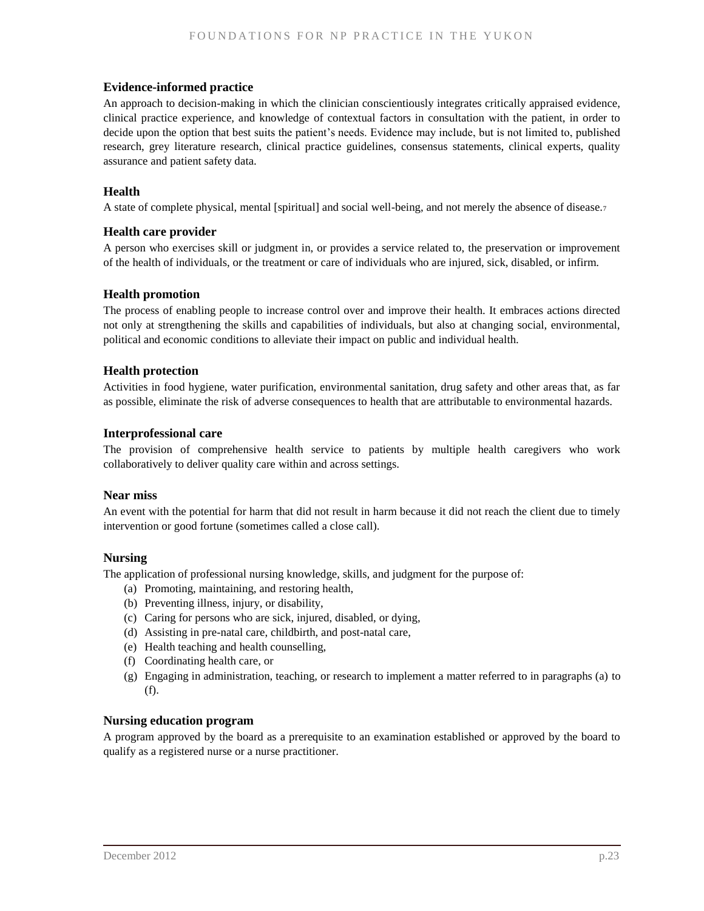### Evidence-informed practice

An approach to decision-making in which the clinician conscientiously integrates critically appraised evidence, clinical practice experience, and knowledge of contextual factors in consultation with the patient, in order to decide upon the option that best suits the patient's needs. Evidence may include, but is not limited to, published research, grey literature research, clinical practice guidelines, consensus statements, clinical experts, quality assurance and patient safety data.

### Health

A state of complete physical, mental [spiritual] and social well-being, and not merely the absence of disease.[7]

### Health care provider

A person who exercises skill or judgment in, or provides a service related to, the preservation or improvement of the health of individuals, or the treatment or care of individuals who are injured, sick, disabled, or infirm.

### Health promotion

The process of enabling people to increase control over and improve their health. It embraces actions directed not only at strengthening the skills and capabilities of individuals, but also at changing social, environmental, political and economic conditions to alleviate their impact on public and individual health.

### Health protection

Activities in food hygiene, water purification, environmental sanitation, drug safety and other areas that, as far as possible, eliminate the risk of adverse consequences to health that are attributable to environmental hazards.

### Interprofessional care

The provision of comprehensive health service to patients by multiple health caregivers who work collaboratively to deliver quality care within and across settings.

### Near miss

An event with the potential for harm that did not result in harm because it did not reach the client due to timely intervention or good fortune (sometimes called a close call).

### Nursing

The application of professional nursing knowledge, skills, and judgment for the purpose of:

(a) Promoting, maintaining, and restoring health,
(b) Preventing illness, injury, or disability,
(c) Caring for persons who are sick, injured, disabled, or dying,
(d) Assisting in pre-natal care, childbirth, and post-natal care,
(e) Health teaching and health counselling,
(f) Coordinating health care, or
(g) Engaging in administration, teaching, or research to implement a matter referred to in paragraphs (a) to (f).

### Nursing education program

A program approved by the board as a prerequisite to an examination established or approved by the board to qualify as a registered nurse or a nurse practitioner.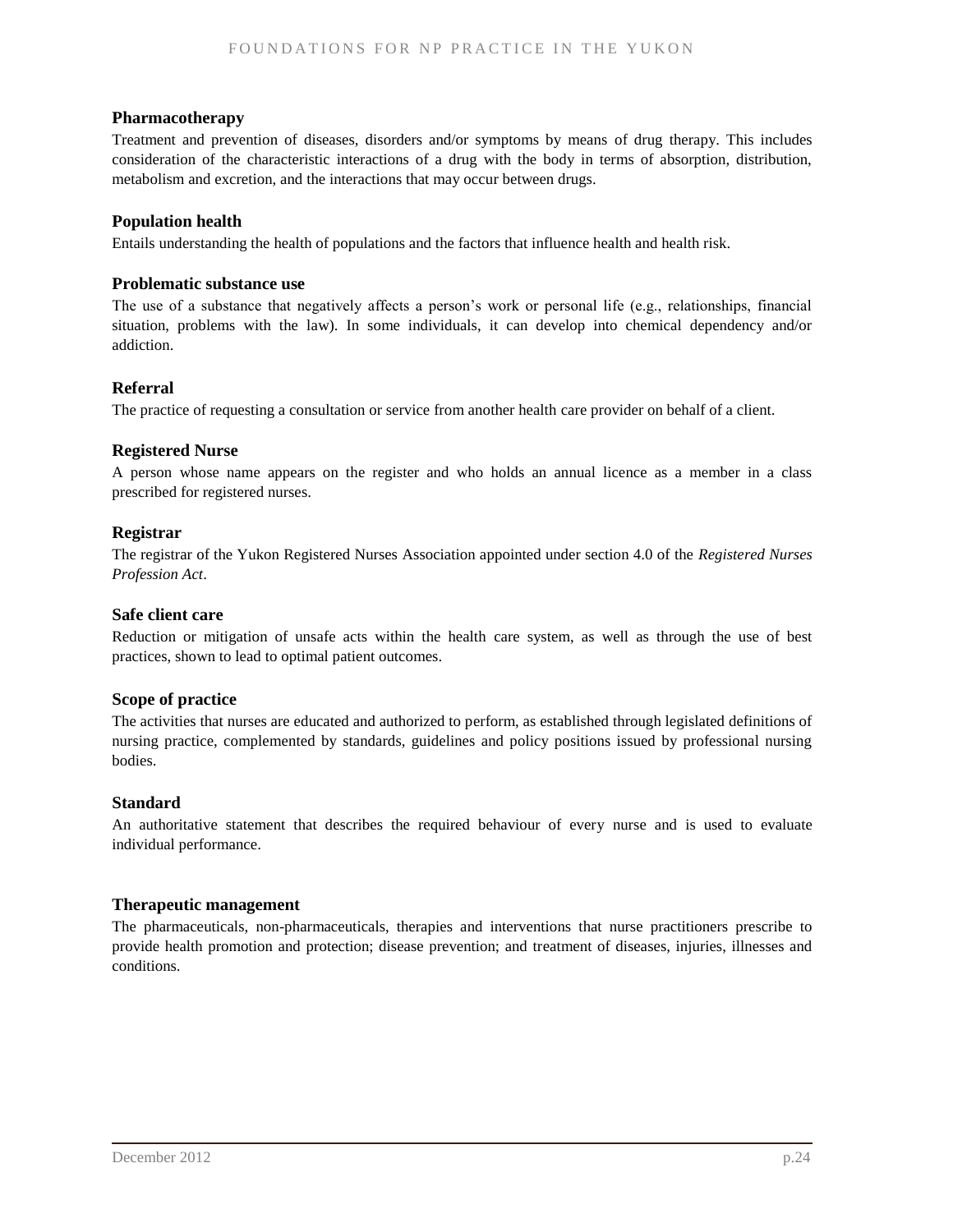### Pharmacotherapy

Treatment and prevention of diseases, disorders and/or symptoms by means of drug therapy. This includes consideration of the characteristic interactions of a drug with the body in terms of absorption, distribution, metabolism and excretion, and the interactions that may occur between drugs.

### Population health

Entails understanding the health of populations and the factors that influence health and health risk.

### Problematic substance use

The use of a substance that negatively affects a person's work or personal life (e.g., relationships, financial situation, problems with the law). In some individuals, it can develop into chemical dependency and/or addiction.

### Referral

The practice of requesting a consultation or service from another health care provider on behalf of a client.

### Registered Nurse

A person whose name appears on the register and who holds an annual licence as a member in a class prescribed for registered nurses.

### Registrar

The registrar of the Yukon Registered Nurses Association appointed under section 4.0 of the *Registered Nurses Profession Act*.

### Safe client care

Reduction or mitigation of unsafe acts within the health care system, as well as through the use of best practices, shown to lead to optimal patient outcomes.

### Scope of practice

The activities that nurses are educated and authorized to perform, as established through legislated definitions of nursing practice, complemented by standards, guidelines and policy positions issued by professional nursing bodies.

### Standard

An authoritative statement that describes the required behaviour of every nurse and is used to evaluate individual performance.

### Therapeutic management

The pharmaceuticals, non-pharmaceuticals, therapies and interventions that nurse practitioners prescribe to provide health promotion and protection; disease prevention; and treatment of diseases, injuries, illnesses and conditions.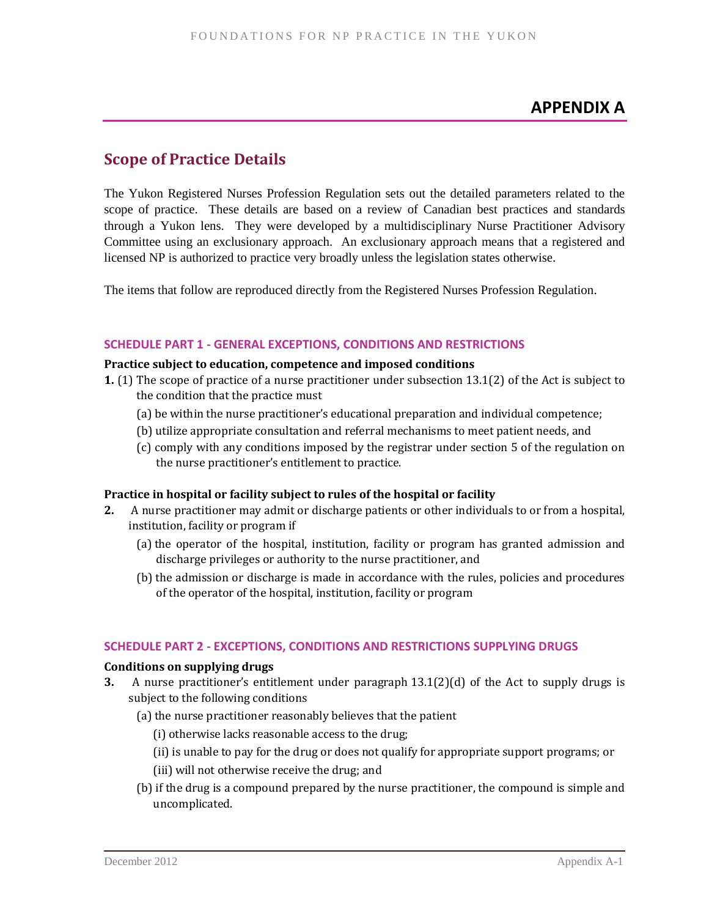# APPENDIX A

## Scope of Practice Details

The Yukon Registered Nurses Profession Regulation sets out the detailed parameters related to the scope of practice. These details are based on a review of Canadian best practices and standards through a Yukon lens. They were developed by a multidisciplinary Nurse Practitioner Advisory Committee using an exclusionary approach. An exclusionary approach means that a registered and licensed NP is authorized to practice very broadly unless the legislation states otherwise.

The items that follow are reproduced directly from the Registered Nurses Profession Regulation.

### SCHEDULE PART 1 - GENERAL EXCEPTIONS, CONDITIONS AND RESTRICTIONS

**Practice subject to education, competence and imposed conditions**

**1.** (1) The scope of practice of a nurse practitioner under subsection 13.1(2) of the Act is subject to the condition that the practice must

- (a) be within the nurse practitioner's educational preparation and individual competence;
- (b) utilize appropriate consultation and referral mechanisms to meet patient needs, and
- (c) comply with any conditions imposed by the registrar under section 5 of the regulation on the nurse practitioner's entitlement to practice.

**Practice in hospital or facility subject to rules of the hospital or facility**

**2.** A nurse practitioner may admit or discharge patients or other individuals to or from a hospital, institution, facility or program if

- (a) the operator of the hospital, institution, facility or program has granted admission and discharge privileges or authority to the nurse practitioner, and
- (b) the admission or discharge is made in accordance with the rules, policies and procedures of the operator of the hospital, institution, facility or program

### SCHEDULE PART 2 - EXCEPTIONS, CONDITIONS AND RESTRICTIONS SUPPLYING DRUGS

**Conditions on supplying drugs**

**3.** A nurse practitioner's entitlement under paragraph 13.1(2)(d) of the Act to supply drugs is subject to the following conditions

- (a) the nurse practitioner reasonably believes that the patient
  - (i) otherwise lacks reasonable access to the drug;
  - (ii) is unable to pay for the drug or does not qualify for appropriate support programs; or
  - (iii) will not otherwise receive the drug; and
- (b) if the drug is a compound prepared by the nurse practitioner, the compound is simple and uncomplicated.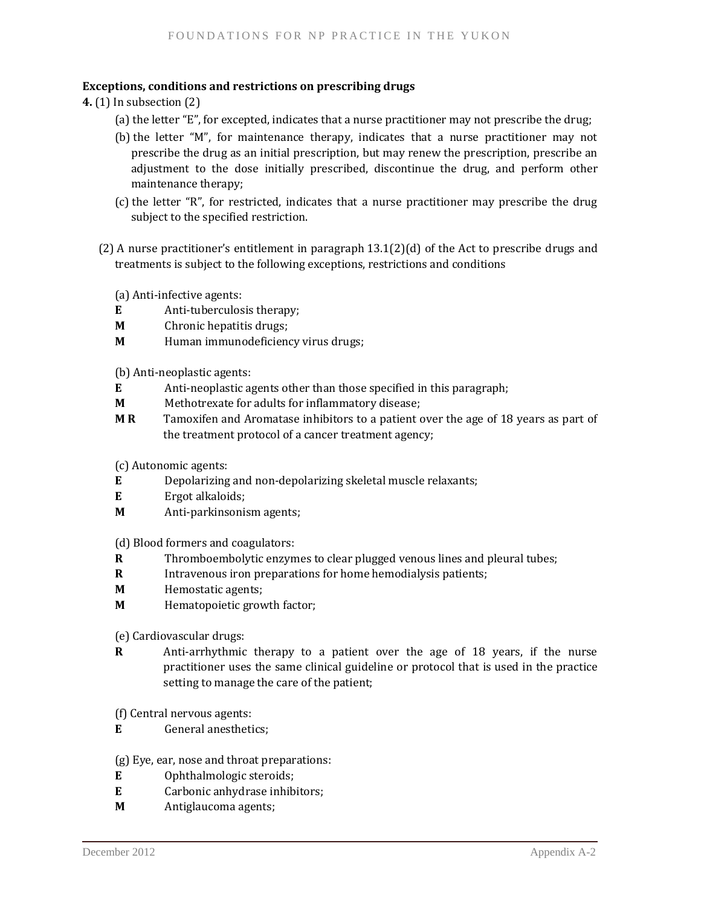**Exceptions, conditions and restrictions on prescribing drugs**

**4.** (1) In subsection (2)

(a) the letter "E", for excepted, indicates that a nurse practitioner may not prescribe the drug;

(b) the letter "M", for maintenance therapy, indicates that a nurse practitioner may not prescribe the drug as an initial prescription, but may renew the prescription, prescribe an adjustment to the dose initially prescribed, discontinue the drug, and perform other maintenance therapy;

(c) the letter "R", for restricted, indicates that a nurse practitioner may prescribe the drug subject to the specified restriction.

(2) A nurse practitioner's entitlement in paragraph 13.1(2)(d) of the Act to prescribe drugs and treatments is subject to the following exceptions, restrictions and conditions

(a) Anti-infective agents:

**E** Anti-tuberculosis therapy;
**M** Chronic hepatitis drugs;
**M** Human immunodeficiency virus drugs;

(b) Anti-neoplastic agents:

**E** Anti-neoplastic agents other than those specified in this paragraph;
**M** Methotrexate for adults for inflammatory disease;
**M R** Tamoxifen and Aromatase inhibitors to a patient over the age of 18 years as part of the treatment protocol of a cancer treatment agency;

(c) Autonomic agents:

**E** Depolarizing and non-depolarizing skeletal muscle relaxants;
**E** Ergot alkaloids;
**M** Anti-parkinsonism agents;

(d) Blood formers and coagulators:

**R** Thromboembolytic enzymes to clear plugged venous lines and pleural tubes;
**R** Intravenous iron preparations for home hemodialysis patients;
**M** Hemostatic agents;
**M** Hematopoietic growth factor;

(e) Cardiovascular drugs:

**R** Anti-arrhythmic therapy to a patient over the age of 18 years, if the nurse practitioner uses the same clinical guideline or protocol that is used in the practice setting to manage the care of the patient;

(f) Central nervous agents:

**E** General anesthetics;

(g) Eye, ear, nose and throat preparations:

**E** Ophthalmologic steroids;
**E** Carbonic anhydrase inhibitors;
**M** Antiglaucoma agents;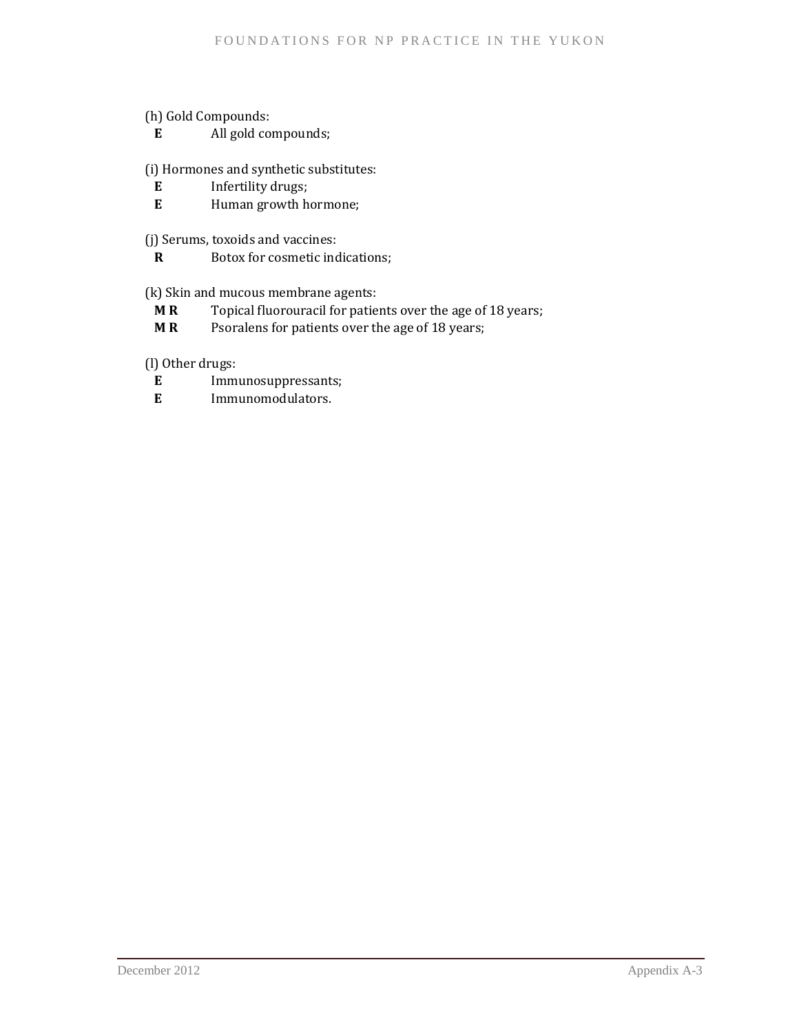(h) Gold Compounds:

**E** All gold compounds;

(i) Hormones and synthetic substitutes:

**E** Infertility drugs;

**E** Human growth hormone;

(j) Serums, toxoids and vaccines:

**R** Botox for cosmetic indications;

(k) Skin and mucous membrane agents:

**M R** Topical fluorouracil for patients over the age of 18 years;

**M R** Psoralens for patients over the age of 18 years;

(l) Other drugs:

**E** Immunosuppressants;

**E** Immunomodulators.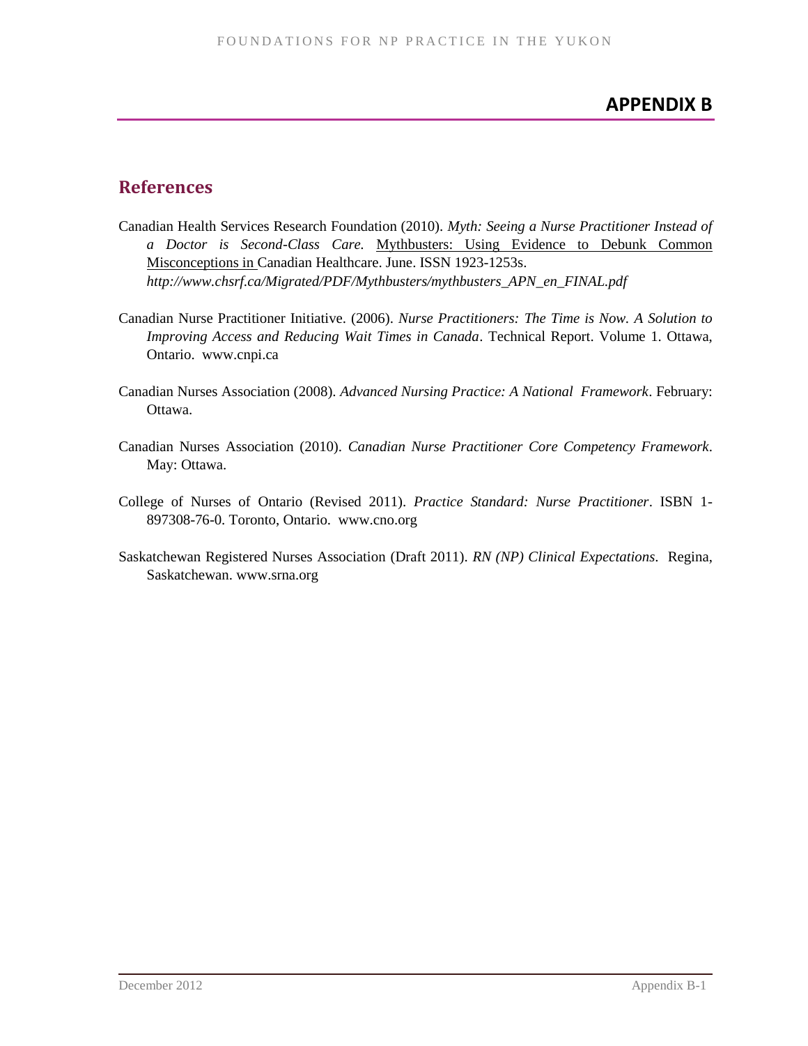# APPENDIX B

## References

Canadian Health Services Research Foundation (2010). *Myth: Seeing a Nurse Practitioner Instead of a Doctor is Second-Class Care.* Mythbusters: Using Evidence to Debunk Common Misconceptions in Canadian Healthcare. June. ISSN 1923-1253s. *http://www.chsrf.ca/Migrated/PDF/Mythbusters/mythbusters_APN_en_FINAL.pdf*

Canadian Nurse Practitioner Initiative. (2006). *Nurse Practitioners: The Time is Now. A Solution to Improving Access and Reducing Wait Times in Canada*. Technical Report. Volume 1. Ottawa, Ontario. www.cnpi.ca

Canadian Nurses Association (2008). *Advanced Nursing Practice: A National Framework*. February: Ottawa.

Canadian Nurses Association (2010). *Canadian Nurse Practitioner Core Competency Framework*. May: Ottawa.

College of Nurses of Ontario (Revised 2011). *Practice Standard: Nurse Practitioner*. ISBN 1-897308-76-0. Toronto, Ontario. www.cno.org

Saskatchewan Registered Nurses Association (Draft 2011). *RN (NP) Clinical Expectations.* Regina, Saskatchewan. www.srna.org